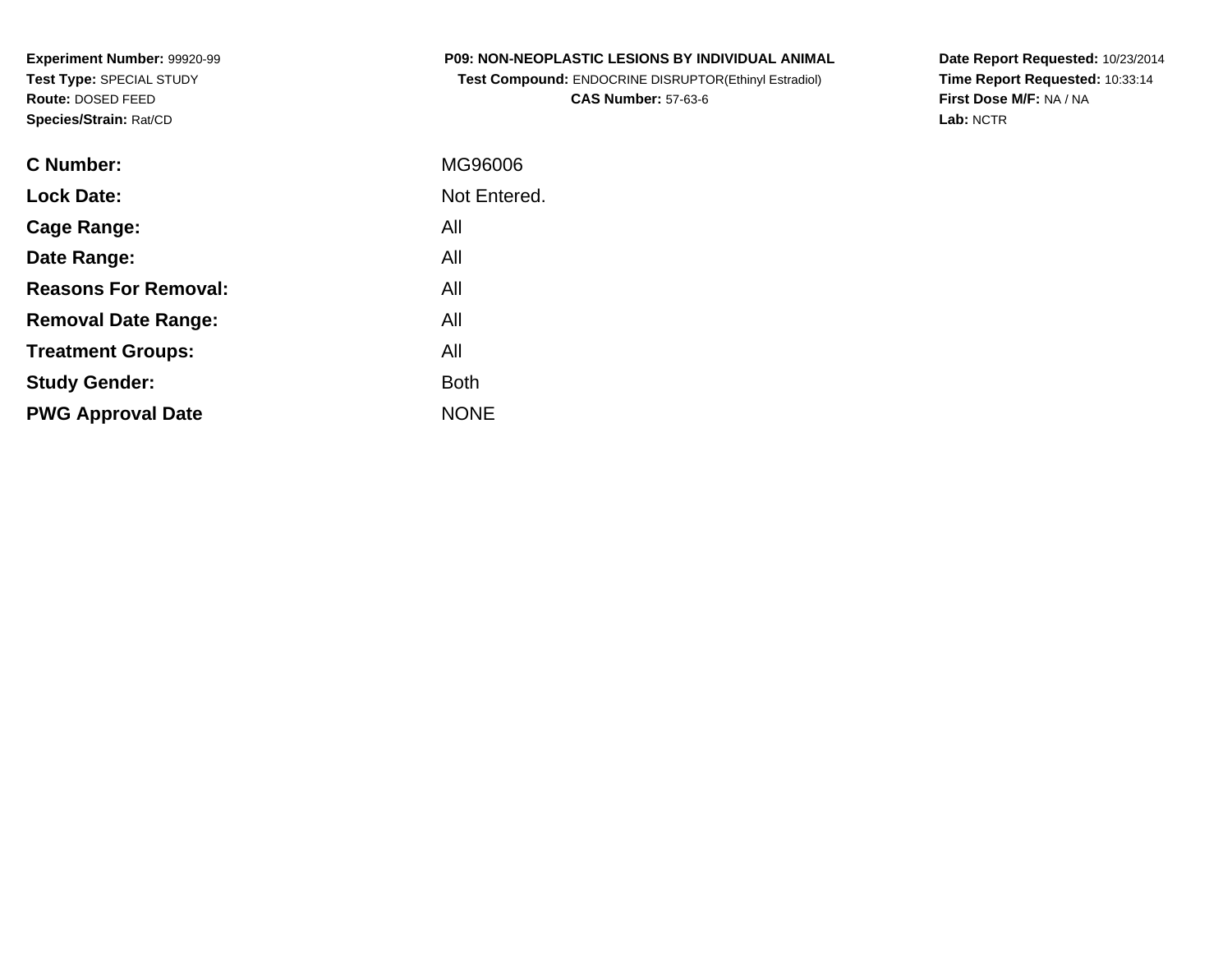**Experiment Number:** 99920-99
**Test Type:** SPECIAL STUDY
**Route:** DOSED FEED
**Species/Strain:** Rat/CD

**P09: NON-NEOPLASTIC LESIONS BY INDIVIDUAL ANIMAL**
**Test Compound:** ENDOCRINE DISRUPTOR(Ethinyl Estradiol)
**CAS Number:** 57-63-6

**Date Report Requested:** 10/23/2014
**Time Report Requested:** 10:33:14
**First Dose M/F:** NA / NA
**Lab:** NCTR

| | |
|---|---|
| **C Number:** | MG96006 |
| **Lock Date:** | Not Entered. |
| **Cage Range:** | All |
| **Date Range:** | All |
| **Reasons For Removal:** | All |
| **Removal Date Range:** | All |
| **Treatment Groups:** | All |
| **Study Gender:** | Both |
| **PWG Approval Date** | NONE |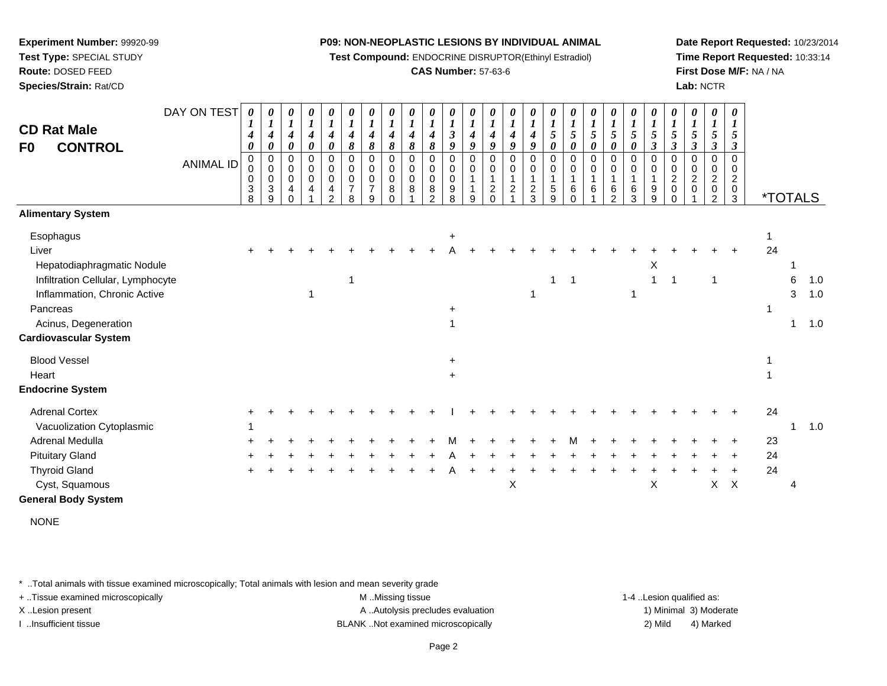**Experiment Number:** 99920-99
**Test Type:** SPECIAL STUDY
**Route:** DOSED FEED
**Species/Strain:** Rat/CD

**P09: NON-NEOPLASTIC LESIONS BY INDIVIDUAL ANIMAL**
**Test Compound:** ENDOCRINE DISRUPTOR(Ethinyl Estradiol)
**CAS Number:** 57-63-6

**Date Report Requested:** 10/23/2014
**Time Report Requested:** 10:33:14
**First Dose M/F:** NA / NA
**Lab:** NCTR

# CD Rat Male
# F0 CONTROL

| DAY ON TEST | 0140 | 0140 | 0140 | 0140 | 0140 | 0148 | 0148 | 0148 | 0148 | 0148 | 0139 | 0149 | 0149 | 0149 | 0149 | 0150 | 0150 | 0150 | 0150 | 0150 | 0153 | 0153 | 0153 | 0153 | 0153 | *TOTALS | | |
|---|---|---|---|---|---|---|---|---|---|---|---|---|---|---|---|---|---|---|---|---|---|---|---|---|---|---|---|---|
| ANIMAL ID | 0038 | 0039 | 0040 | 0041 | 0042 | 0078 | 0079 | 0080 | 0081 | 0082 | 0098 | 0119 | 0120 | 0121 | 0123 | 0159 | 0160 | 0161 | 0162 | 0163 | 0199 | 0200 | 0201 | 0202 | 0203 | | | |
| **Alimentary System** | | | | | | | | | | | | | | | | | | | | | | | | | | | | |
| Esophagus | | | | | | | | | | | + | | | | | | | | | | | | | | | 1 | | |
| Liver | + | + | + | + | + | + | + | + | + | + | A | + | + | + | + | + | + | + | + | + | + | + | + | + | + | 24 | | |
| Hepatodiaphragmatic Nodule | | | | | | | | | | | | | | | | | | | | | X | | | | | | 1 | |
| Infiltration Cellular, Lymphocyte | | | | | | 1 | | | | | | | | | | 1 | 1 | | | | 1 | 1 | | 1 | | | 6 | 1.0 |
| Inflammation, Chronic Active | | | | 1 | | | | | | | | | | | 1 | | | | | 1 | | | | | | | 3 | 1.0 |
| Pancreas | | | | | | | | | | | + | | | | | | | | | | | | | | | 1 | | |
| Acinus, Degeneration | | | | | | | | | | | 1 | | | | | | | | | | | | | | | | 1 | 1.0 |
| **Cardiovascular System** | | | | | | | | | | | | | | | | | | | | | | | | | | | | |
| Blood Vessel | | | | | | | | | | | + | | | | | | | | | | | | | | | 1 | | |
| Heart | | | | | | | | | | | + | | | | | | | | | | | | | | | 1 | | |
| **Endocrine System** | | | | | | | | | | | | | | | | | | | | | | | | | | | | |
| Adrenal Cortex | + | + | + | + | + | + | + | + | + | + | I | + | + | + | + | + | + | + | + | + | + | + | + | + | + | 24 | | |
| Vacuolization Cytoplasmic | 1 | | | | | | | | | | | | | | | | | | | | | | | | | | 1 | 1.0 |
| Adrenal Medulla | + | + | + | + | + | + | + | + | + | + | M | + | + | + | + | + | M | + | + | + | + | + | + | + | + | 23 | | |
| Pituitary Gland | + | + | + | + | + | + | + | + | + | + | A | + | + | + | + | + | + | + | + | + | + | + | + | + | + | 24 | | |
| Thyroid Gland | + | + | + | + | + | + | + | + | + | + | A | + | + | + | + | + | + | + | + | + | + | + | + | + | + | 24 | | |
| Cyst, Squamous | | | | | | | | | | | | | | X | | | | | | | X | | | X | X | | 4 | |
| **General Body System** | | | | | | | | | | | | | | | | | | | | | | | | | | | | |
| NONE | | | | | | | | | | | | | | | | | | | | | | | | | | | | |

\* ..Total animals with tissue examined microscopically; Total animals with lesion and mean severity grade
+ ..Tissue examined microscopically
X ..Lesion present
I ..Insufficient tissue
M ..Missing tissue
A ..Autolysis precludes evaluation
BLANK ..Not examined microscopically
1-4 ..Lesion qualified as: 1) Minimal 2) Mild 3) Moderate 4) Marked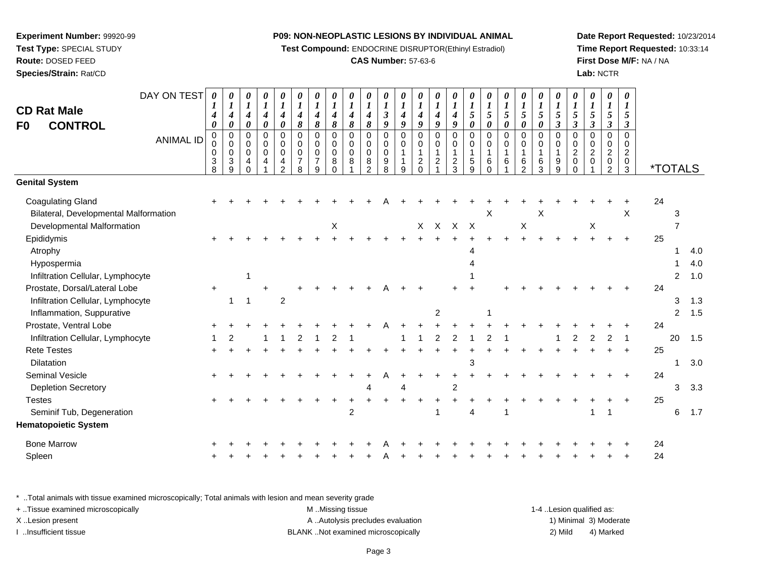**Experiment Number:** 99920-99
**Test Type:** SPECIAL STUDY
**Route:** DOSED FEED
**Species/Strain:** Rat/CD

**P09: NON-NEOPLASTIC LESIONS BY INDIVIDUAL ANIMAL**
**Test Compound:** ENDOCRINE DISRUPTOR(Ethinyl Estradiol)
**CAS Number:** 57-63-6

**Date Report Requested:** 10/23/2014
**Time Report Requested:** 10:33:14
**First Dose M/F:** NA / NA
**Lab:** NCTR

## CD Rat Male
## F0 CONTROL

| DAY ON TEST | 0140 | 0140 | 0140 | 0140 | 0140 | 0148 | 0148 | 0148 | 0148 | 0148 | 0139 | 0149 | 0149 | 0149 | 0149 | 0150 | 0150 | 0150 | 0150 | 0150 | 0153 | 0153 | 0153 | 0153 | 0153 | | | |
|---|---|---|---|---|---|---|---|---|---|---|---|---|---|---|---|---|---|---|---|---|---|---|---|---|---|---|---|---|
| **ANIMAL ID** | 0038 | 0039 | 0040 | 0041 | 0042 | 0078 | 0079 | 0080 | 0081 | 0082 | 0098 | 0119 | 0120 | 0121 | 0123 | 0159 | 0160 | 0161 | 0162 | 0163 | 0199 | 0200 | 0201 | 0202 | 0203 | ***TOTALS** | | |
| **Genital System** | | | | | | | | | | | | | | | | | | | | | | | | | | | | |
| Coagulating Gland | + | + | + | + | + | + | + | + | + | + | A | + | + | + | + | + | + | + | + | + | + | + | + | + | + | 24 | | |
| Bilateral, Developmental Malformation | | | | | | | | | | | | | | | | | X | | | X | | | | | X | | 3 | |
| Developmental Malformation | | | | | | | | X | | | | | X | X | X | X | | | X | | | | X | | | | 7 | |
| Epididymis | + | + | + | + | + | + | + | + | + | + | + | + | + | + | + | + | + | + | + | + | + | + | + | + | + | 25 | | |
| Atrophy | | | | | | | | | | | | | | | | 4 | | | | | | | | | | | 1 | 4.0 |
| Hypospermia | | | | | | | | | | | | | | | | 4 | | | | | | | | | | | 1 | 4.0 |
| Infiltration Cellular, Lymphocyte | | | 1 | | | | | | | | | | | | | 1 | | | | | | | | | | | 2 | 1.0 |
| Prostate, Dorsal/Lateral Lobe | + | | | + | | + | + | + | + | + | A | + | + | | + | + | | + | + | + | + | + | + | + | + | 24 | | |
| Infiltration Cellular, Lymphocyte | | 1 | 1 | | 2 | | | | | | | | | | | | | | | | | | | | | | 3 | 1.3 |
| Inflammation, Suppurative | | | | | | | | | | | | | | 2 | | | 1 | | | | | | | | | | 2 | 1.5 |
| Prostate, Ventral Lobe | + | + | + | + | + | + | + | + | + | + | A | + | + | + | + | + | + | + | + | + | + | + | + | + | + | 24 | | |
| Infiltration Cellular, Lymphocyte | 1 | 2 | | 1 | 1 | 2 | 1 | 2 | 1 | | | 1 | 1 | 2 | 2 | 1 | 2 | 1 | | | 1 | 2 | 2 | 2 | 1 | | 20 | 1.5 |
| Rete Testes | + | + | + | + | + | + | + | + | + | + | + | + | + | + | + | + | + | + | + | + | + | + | + | + | + | 25 | | |
| Dilatation | | | | | | | | | | | | | | | | 3 | | | | | | | | | | | 1 | 3.0 |
| Seminal Vesicle | + | + | + | + | + | + | + | + | + | + | A | + | + | + | + | + | + | + | + | + | + | + | + | + | + | 24 | | |
| Depletion Secretory | | | | | | | | | | 4 | | 4 | | | 2 | | | | | | | | | | | | 3 | 3.3 |
| Testes | + | + | + | + | + | + | + | + | + | + | + | + | + | + | + | + | + | + | + | + | + | + | + | + | + | 25 | | |
| Seminif Tub, Degeneration | | | | | | | | | 2 | | | | | 1 | | 4 | | 1 | | | | | 1 | 1 | | | 6 | 1.7 |
| **Hematopoietic System** | | | | | | | | | | | | | | | | | | | | | | | | | | | | |
| Bone Marrow | + | + | + | + | + | + | + | + | + | + | A | + | + | + | + | + | + | + | + | + | + | + | + | + | + | 24 | | |
| Spleen | + | + | + | + | + | + | + | + | + | + | A | + | + | + | + | + | + | + | + | + | + | + | + | + | + | 24 | | |

\* ..Total animals with tissue examined microscopically; Total animals with lesion and mean severity grade
\+ ..Tissue examined microscopically
X ..Lesion present
I ..Insufficient tissue

M ..Missing tissue
A ..Autolysis precludes evaluation
BLANK ..Not examined microscopically

1-4 ..Lesion qualified as:
1) Minimal 3) Moderate
2) Mild 4) Marked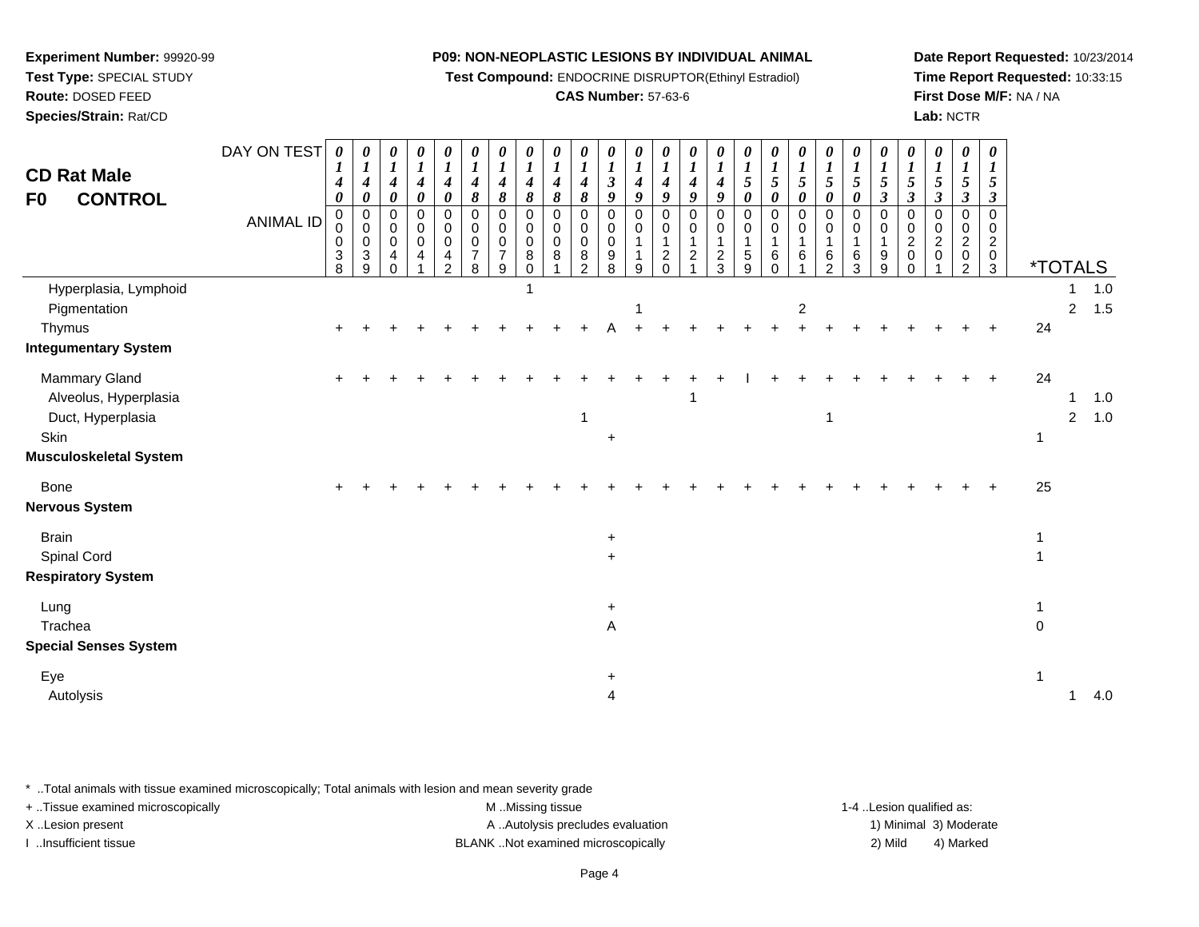**Experiment Number:** 99920-99
**Test Type:** SPECIAL STUDY
**Route:** DOSED FEED
**Species/Strain:** Rat/CD

**P09: NON-NEOPLASTIC LESIONS BY INDIVIDUAL ANIMAL**
**Test Compound:** ENDOCRINE DISRUPTOR(Ethinyl Estradiol)
**CAS Number:** 57-63-6

**Date Report Requested:** 10/23/2014
**Time Report Requested:** 10:33:15
**First Dose M/F:** NA / NA
**Lab:** NCTR

## CD Rat Male
## F0 CONTROL

| DAY ON TEST | 0140 | 0140 | 0140 | 0140 | 0140 | 0148 | 0148 | 0148 | 0148 | 0148 | 0139 | 0149 | 0149 | 0149 | 0149 | 0150 | 0150 | 0150 | 0150 | 0150 | 0153 | 0153 | 0153 | 0153 | 0153 | | | |
|---|---|---|---|---|---|---|---|---|---|---|---|---|---|---|---|---|---|---|---|---|---|---|---|---|---|---|---|---|
| **ANIMAL ID** | 00038 | 00039 | 00040 | 00041 | 00042 | 00078 | 00079 | 00080 | 00081 | 00082 | 00098 | 00119 | 00120 | 00121 | 00123 | 00159 | 00160 | 00161 | 00162 | 00163 | 00199 | 00200 | 00201 | 00202 | 00203 | ***TOTALS** | | |
| Hyperplasia, Lymphoid | | | | | | | | 1 | | | | | | | | | | | | | | | | | | | 1 | 1.0 |
| Pigmentation | | | | | | | | | | | | 1 | | | | | | 2 | | | | | | | | | 2 | 1.5 |
| Thymus | + | + | + | + | + | + | + | + | + | + | A | + | + | + | + | + | + | + | + | + | + | + | + | + | + | 24 | | |
| **Integumentary System** | | | | | | | | | | | | | | | | | | | | | | | | | | | | |
| Mammary Gland | + | + | + | + | + | + | + | + | + | + | + | + | + | + | + | I | + | + | + | + | + | + | + | + | + | 24 | | |
| Alveolus, Hyperplasia | | | | | | | | | | | | | | 1 | | | | | | | | | | | | | 1 | 1.0 |
| Duct, Hyperplasia | | | | | | | | | | 1 | | | | | | | | | 1 | | | | | | | | 2 | 1.0 |
| Skin | | | | | | | | | | | + | | | | | | | | | | | | | | | 1 | | |
| **Musculoskeletal System** | | | | | | | | | | | | | | | | | | | | | | | | | | | | |
| Bone | + | + | + | + | + | + | + | + | + | + | + | + | + | + | + | + | + | + | + | + | + | + | + | + | + | 25 | | |
| **Nervous System** | | | | | | | | | | | | | | | | | | | | | | | | | | | | |
| Brain | | | | | | | | | | | + | | | | | | | | | | | | | | | 1 | | |
| Spinal Cord | | | | | | | | | | | + | | | | | | | | | | | | | | | 1 | | |
| **Respiratory System** | | | | | | | | | | | | | | | | | | | | | | | | | | | | |
| Lung | | | | | | | | | | | + | | | | | | | | | | | | | | | 1 | | |
| Trachea | | | | | | | | | | | A | | | | | | | | | | | | | | | 0 | | |
| **Special Senses System** | | | | | | | | | | | | | | | | | | | | | | | | | | | | |
| Eye | | | | | | | | | | | + | | | | | | | | | | | | | | | 1 | | |
| Autolysis | | | | | | | | | | | 4 | | | | | | | | | | | | | | | | 1 | 4.0 |

* ..Total animals with tissue examined microscopically; Total animals with lesion and mean severity grade
+ ..Tissue examined microscopically
X ..Lesion present
I ..Insufficient tissue
M ..Missing tissue
A ..Autolysis precludes evaluation
BLANK ..Not examined microscopically
1-4 ..Lesion qualified as:
1) Minimal 3) Moderate
2) Mild 4) Marked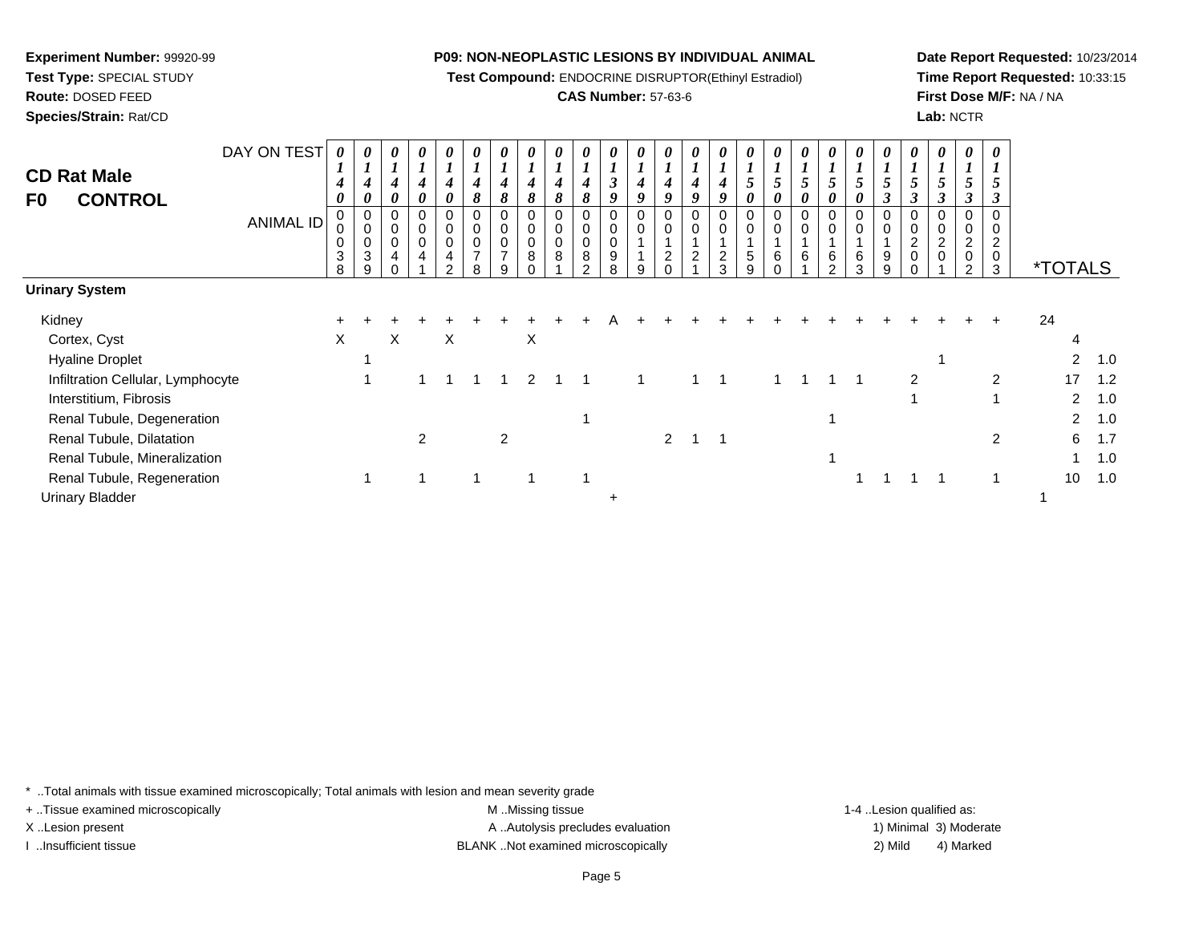**Experiment Number:** 99920-99
**Test Type:** SPECIAL STUDY
**Route:** DOSED FEED
**Species/Strain:** Rat/CD

**P09: NON-NEOPLASTIC LESIONS BY INDIVIDUAL ANIMAL**
**Test Compound:** ENDOCRINE DISRUPTOR(Ethinyl Estradiol)
**CAS Number:** 57-63-6

**Date Report Requested:** 10/23/2014
**Time Report Requested:** 10:33:15
**First Dose M/F:** NA / NA
**Lab:** NCTR

## CD Rat Male
## F0 CONTROL

| DAY ON TEST | 0140 | 0140 | 0140 | 0140 | 0140 | 0148 | 0148 | 0148 | 0148 | 0148 | 0139 | 0149 | 0149 | 0149 | 0149 | 0150 | 0150 | 0150 | 0150 | 0150 | 0153 | 0153 | 0153 | 0153 | 0153 | | |
|---|---|---|---|---|---|---|---|---|---|---|---|---|---|---|---|---|---|---|---|---|---|---|---|---|---|---|---|
| **ANIMAL ID** | 0038 | 0039 | 0040 | 0041 | 0042 | 0078 | 0079 | 0080 | 0081 | 0082 | 0098 | 0119 | 0120 | 0121 | 0123 | 0159 | 0160 | 0161 | 0162 | 0163 | 0199 | 0200 | 0201 | 0202 | 0203 | ***TOTALS** | |
| **Urinary System** | | | | | | | | | | | | | | | | | | | | | | | | | | | |
| Kidney | + | + | + | + | + | + | + | + | + | + | A | + | + | + | + | + | + | + | + | + | + | + | + | + | + | 24 | |
| Cortex, Cyst | X | | X | | X | | | X | | | | | | | | | | | | | | | | | | 4 | |
| Hyaline Droplet | | 1 | | | | | | | | | | | | | | | | | | | | | 1 | | | 2 | 1.0 |
| Infiltration Cellular, Lymphocyte | | 1 | | 1 | 1 | 1 | 1 | 2 | 1 | 1 | | 1 | | 1 | 1 | | 1 | 1 | 1 | 1 | | 2 | | | 2 | 17 | 1.2 |
| Interstitium, Fibrosis | | | | | | | | | | | | | | | | | | | | | | 1 | | | 1 | 2 | 1.0 |
| Renal Tubule, Degeneration | | | | | | | | | | 1 | | | | | | | | | 1 | | | | | | | 2 | 1.0 |
| Renal Tubule, Dilatation | | | | 2 | | | 2 | | | | | | 2 | 1 | 1 | | | | | | | | | | 2 | 6 | 1.7 |
| Renal Tubule, Mineralization | | | | | | | | | | | | | | | | | | | 1 | | | | | | | 1 | 1.0 |
| Renal Tubule, Regeneration | | 1 | | 1 | | 1 | | 1 | | 1 | | | | | | | | | | 1 | 1 | 1 | 1 | | 1 | 10 | 1.0 |
| Urinary Bladder | | | | | | | | | | | + | | | | | | | | | | | | | | | 1 | |

\* ..Total animals with tissue examined microscopically; Total animals with lesion and mean severity grade
+ ..Tissue examined microscopically
X ..Lesion present
I ..Insufficient tissue
M ..Missing tissue
A ..Autolysis precludes evaluation
BLANK ..Not examined microscopically
1-4 ..Lesion qualified as: 1) Minimal 2) Mild 3) Moderate 4) Marked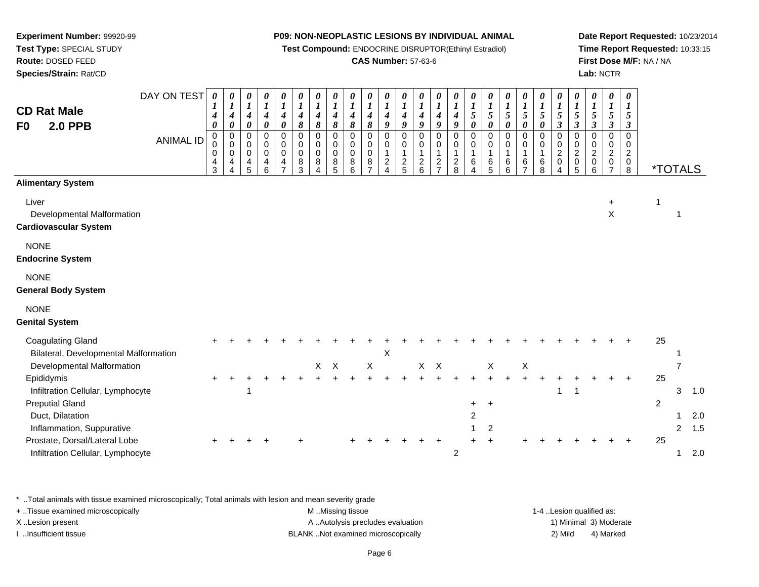**Experiment Number:** 99920-99
**Test Type:** SPECIAL STUDY
**Route:** DOSED FEED
**Species/Strain:** Rat/CD

**P09: NON-NEOPLASTIC LESIONS BY INDIVIDUAL ANIMAL**
**Test Compound:** ENDOCRINE DISRUPTOR(Ethinyl Estradiol)
**CAS Number:** 57-63-6

**Date Report Requested:** 10/23/2014
**Time Report Requested:** 10:33:15
**First Dose M/F:** NA / NA
**Lab:** NCTR

## CD Rat Male
## F0 2.0 PPB

| DAY ON TEST | 0140 | 0140 | 0140 | 0140 | 0140 | 0148 | 0148 | 0148 | 0148 | 0148 | 0149 | 0149 | 0149 | 0149 | 0149 | 0150 | 0150 | 0150 | 0150 | 0150 | 0153 | 0153 | 0153 | 0153 | 0153 | *TOTALS | | |
|---|---|---|---|---|---|---|---|---|---|---|---|---|---|---|---|---|---|---|---|---|---|---|---|---|---|---|---|---|
| **ANIMAL ID** | 0043 | 0044 | 0045 | 0046 | 0047 | 0083 | 0084 | 0085 | 0086 | 0087 | 0124 | 0125 | 0126 | 0127 | 0128 | 0164 | 0165 | 0166 | 0167 | 0168 | 0204 | 0205 | 0206 | 0207 | 0208 | | | |
| **Alimentary System** | | | | | | | | | | | | | | | | | | | | | | | | | | | | |
| Liver | | | | | | | | | | | | | | | | | | | | | | | | + | | 1 | | |
| Developmental Malformation | | | | | | | | | | | | | | | | | | | | | | | | X | | | 1 | |
| **Cardiovascular System** | | | | | | | | | | | | | | | | | | | | | | | | | | | | |
| NONE | | | | | | | | | | | | | | | | | | | | | | | | | | | | |
| **Endocrine System** | | | | | | | | | | | | | | | | | | | | | | | | | | | | |
| NONE | | | | | | | | | | | | | | | | | | | | | | | | | | | | |
| **General Body System** | | | | | | | | | | | | | | | | | | | | | | | | | | | | |
| NONE | | | | | | | | | | | | | | | | | | | | | | | | | | | | |
| **Genital System** | | | | | | | | | | | | | | | | | | | | | | | | | | | | |
| Coagulating Gland | + | + | + | + | + | + | + | + | + | + | + | + | + | + | + | + | + | + | + | + | + | + | + | + | + | 25 | | |
| Bilateral, Developmental Malformation | | | | | | | | | | | X | | | | | | | | | | | | | | | | 1 | |
| Developmental Malformation | | | | | | | X | X | | X | | | X | X | | | X | | X | | | | | | | | 7 | |
| Epididymis | + | + | + | + | + | + | + | + | + | + | + | + | + | + | + | + | + | + | + | + | + | + | + | + | + | 25 | | |
| Infiltration Cellular, Lymphocyte | | | 1 | | | | | | | | | | | | | | | | | | 1 | 1 | | | | | 3 | 1.0 |
| Preputial Gland | | | | | | | | | | | | | | | | + | + | | | | | | | | | 2 | | |
| Duct, Dilatation | | | | | | | | | | | | | | | | 2 | | | | | | | | | | | 1 | 2.0 |
| Inflammation, Suppurative | | | | | | | | | | | | | | | | 1 | 2 | | | | | | | | | | 2 | 1.5 |
| Prostate, Dorsal/Lateral Lobe | + | + | + | + | | + | | | + | + | + | + | + | + | | + | + | | + | + | + | + | + | + | + | 25 | | |
| Infiltration Cellular, Lymphocyte | | | | | | | | | | | | | | | 2 | | | | | | | | | | | | 1 | 2.0 |

* ..Total animals with tissue examined microscopically; Total animals with lesion and mean severity grade
+ ..Tissue examined microscopically
X ..Lesion present
I ..Insufficient tissue

M ..Missing tissue
A ..Autolysis precludes evaluation
BLANK ..Not examined microscopically

1-4 ..Lesion qualified as:
1) Minimal 3) Moderate
2) Mild 4) Marked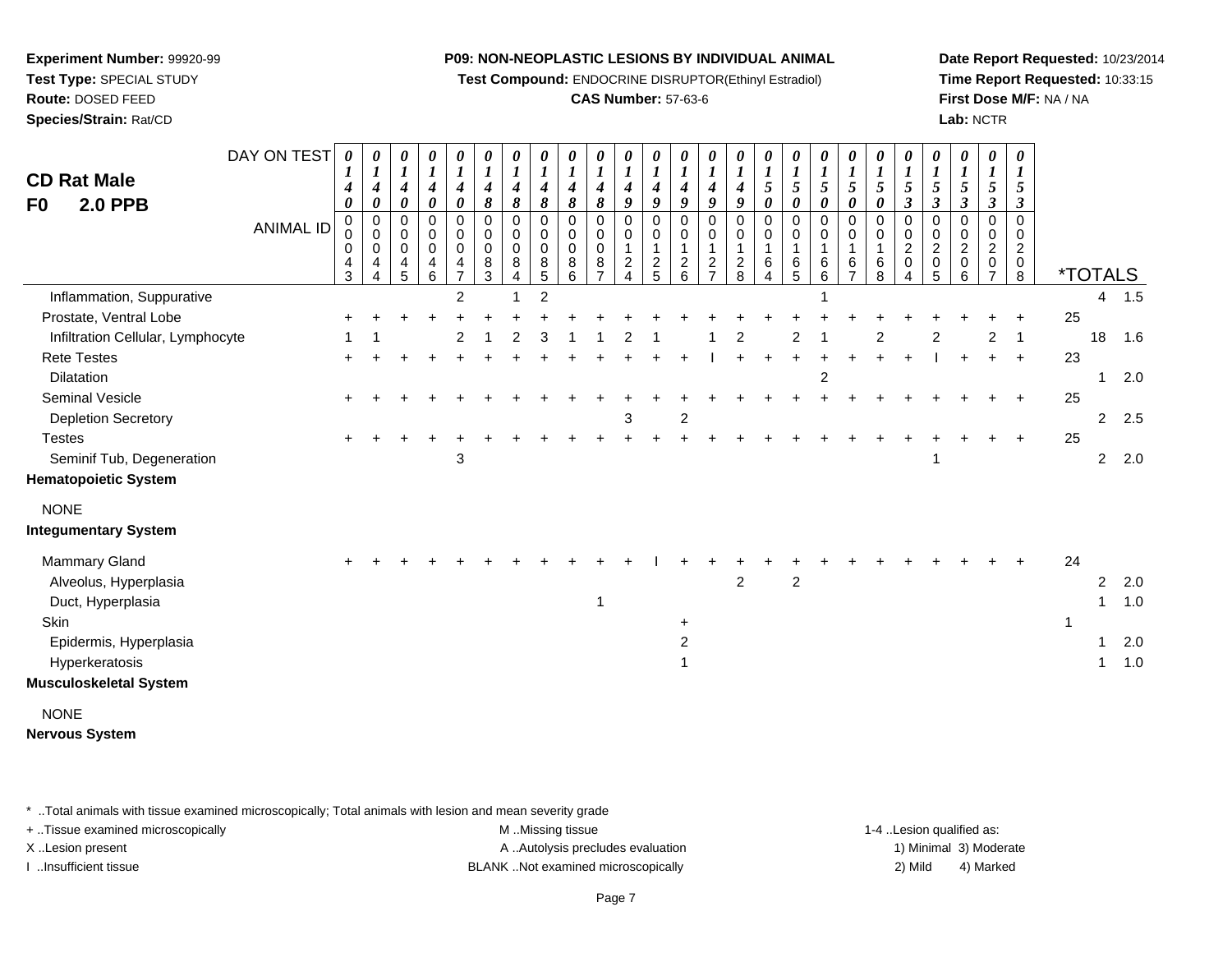**Experiment Number:** 99920-99
**Test Type:** SPECIAL STUDY
**Route:** DOSED FEED
**Species/Strain:** Rat/CD

**P09: NON-NEOPLASTIC LESIONS BY INDIVIDUAL ANIMAL**
**Test Compound:** ENDOCRINE DISRUPTOR(Ethinyl Estradiol)
**CAS Number:** 57-63-6

**Date Report Requested:** 10/23/2014
**Time Report Requested:** 10:33:15
**First Dose M/F:** NA / NA
**Lab:** NCTR

## CD Rat Male
## F0 2.0 PPB

| DAY ON TEST | 0140 | 0140 | 0140 | 0140 | 0140 | 0148 | 0148 | 0148 | 0148 | 0148 | 0149 | 0149 | 0149 | 0149 | 0149 | 0150 | 0150 | 0150 | 0150 | 0150 | 0153 | 0153 | 0153 | 0153 | 0153 | *TOTALS | | |
|---|---|---|---|---|---|---|---|---|---|---|---|---|---|---|---|---|---|---|---|---|---|---|---|---|---|---|---|---|
| **ANIMAL ID** | 0000043 | 0000044 | 0000045 | 0000046 | 0000047 | 0000083 | 0000084 | 0000085 | 0000086 | 0000087 | 0000124 | 0000125 | 0000126 | 0000127 | 0000128 | 0000164 | 0000165 | 0000166 | 0000167 | 0000168 | 0000204 | 0000205 | 0000206 | 0000207 | 0000208 | | | |
| Inflammation, Suppurative | | | | | 2 | | 1 | 2 | | | | | | | | | | 1 | | | | | | | | | 4 | 1.5 |
| Prostate, Ventral Lobe | + | + | + | + | + | + | + | + | + | + | + | + | + | + | + | + | + | + | + | + | + | + | + | + | + | 25 | | |
| Infiltration Cellular, Lymphocyte | 1 | 1 | | | 2 | 1 | 2 | 3 | 1 | 1 | 2 | 1 | | 1 | 2 | | 2 | 1 | | 2 | | 2 | | 2 | 1 | | 18 | 1.6 |
| Rete Testes | + | + | + | + | + | + | + | + | + | + | + | + | + | I | + | + | + | + | + | + | + | I | + | + | + | 23 | | |
| Dilatation | | | | | | | | | | | | | | | | | | 2 | | | | | | | | | 1 | 2.0 |
| Seminal Vesicle | + | + | + | + | + | + | + | + | + | + | + | + | + | + | + | + | + | + | + | + | + | + | + | + | + | 25 | | |
| Depletion Secretory | | | | | | | | | | | 3 | | 2 | | | | | | | | | | | | | | 2 | 2.5 |
| Testes | + | + | + | + | + | + | + | + | + | + | + | + | + | + | + | + | + | + | + | + | + | + | + | + | + | 25 | | |
| Seminif Tub, Degeneration | | | | | 3 | | | | | | | | | | | | | | | | | 1 | | | | | 2 | 2.0 |
| **Hematopoietic System** | | | | | | | | | | | | | | | | | | | | | | | | | | | | |
| NONE | | | | | | | | | | | | | | | | | | | | | | | | | | | | |
| **Integumentary System** | | | | | | | | | | | | | | | | | | | | | | | | | | | | |
| Mammary Gland | + | + | + | + | + | + | + | + | + | + | + | I | + | + | + | + | + | + | + | + | + | + | + | + | + | 24 | | |
| Alveolus, Hyperplasia | | | | | | | | | | | | | | | 2 | | 2 | | | | | | | | | | 2 | 2.0 |
| Duct, Hyperplasia | | | | | | | | | | 1 | | | | | | | | | | | | | | | | | 1 | 1.0 |
| Skin | | | | | | | | | | | | | + | | | | | | | | | | | | | 1 | | |
| Epidermis, Hyperplasia | | | | | | | | | | | | | 2 | | | | | | | | | | | | | | 1 | 2.0 |
| Hyperkeratosis | | | | | | | | | | | | | 1 | | | | | | | | | | | | | | 1 | 1.0 |
| **Musculoskeletal System** | | | | | | | | | | | | | | | | | | | | | | | | | | | | |
| NONE | | | | | | | | | | | | | | | | | | | | | | | | | | | | |
| **Nervous System** | | | | | | | | | | | | | | | | | | | | | | | | | | | | |

* ..Total animals with tissue examined microscopically; Total animals with lesion and mean severity grade
+ ..Tissue examined microscopically
X ..Lesion present
I ..Insufficient tissue
M ..Missing tissue
A ..Autolysis precludes evaluation
BLANK ..Not examined microscopically
1-4 ..Lesion qualified as: 1) Minimal 2) Mild 3) Moderate 4) Marked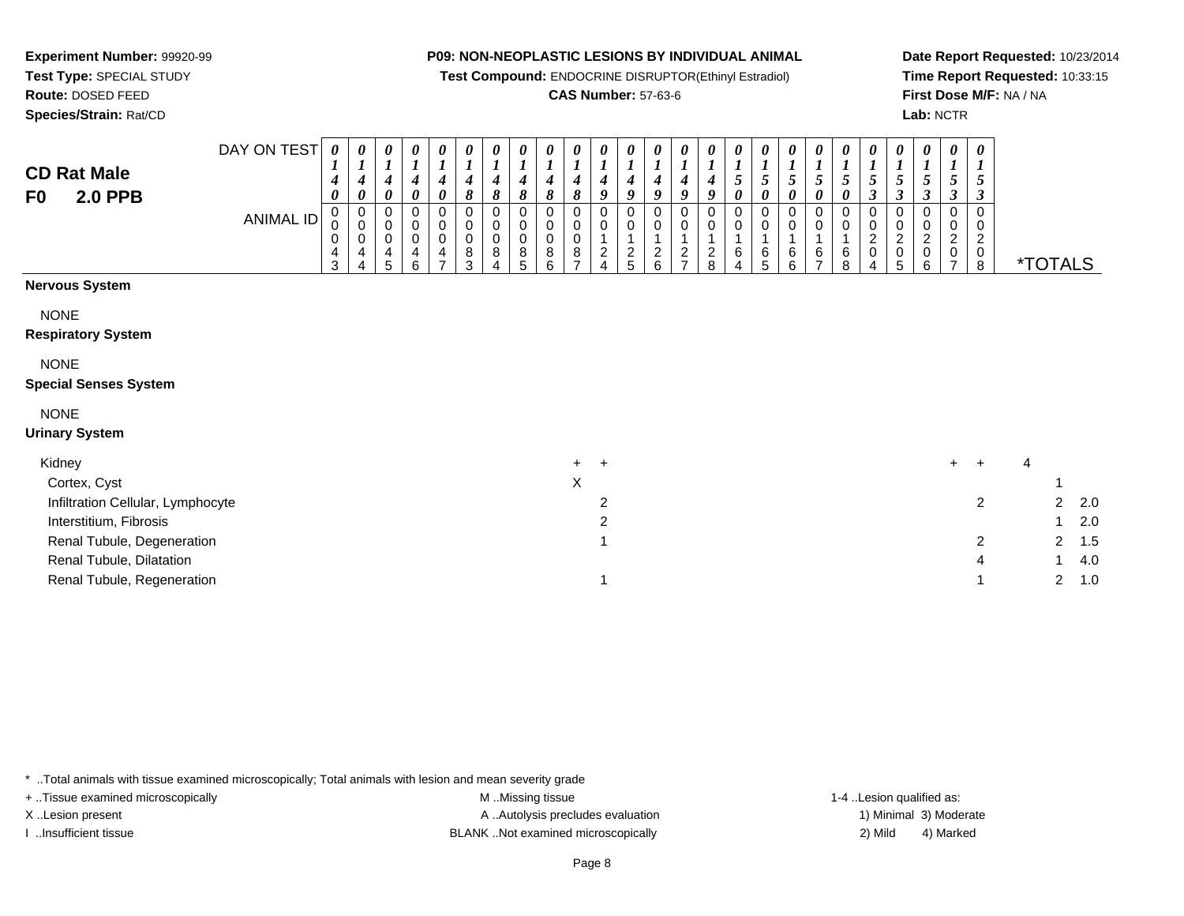**Experiment Number:** 99920-99
**Test Type:** SPECIAL STUDY
**Route:** DOSED FEED
**Species/Strain:** Rat/CD

**P09: NON-NEOPLASTIC LESIONS BY INDIVIDUAL ANIMAL**
**Test Compound:** ENDOCRINE DISRUPTOR(Ethinyl Estradiol)
**CAS Number:** 57-63-6

**Date Report Requested:** 10/23/2014
**Time Report Requested:** 10:33:15
**First Dose M/F:** NA / NA
**Lab:** NCTR

## CD Rat Male
## F0 2.0 PPB

| DAY ON TEST | 0140 | 0140 | 0140 | 0140 | 0140 | 0148 | 0148 | 0148 | 0148 | 0148 | 0149 | 0149 | 0149 | 0149 | 0149 | 0150 | 0150 | 0150 | 0150 | 0150 | 0153 | 0153 | 0153 | 0153 | 0153 | | |
|---|---|---|---|---|---|---|---|---|---|---|---|---|---|---|---|---|---|---|---|---|---|---|---|---|---|---|---|
| ANIMAL ID | 0004 3 | 0004 4 | 0004 5 | 0004 6 | 0004 7 | 0008 3 | 0008 4 | 0008 5 | 0008 6 | 0008 7 | 0012 4 | 0012 5 | 0012 6 | 0012 7 | 0012 8 | 0016 4 | 0016 5 | 0016 6 | 0016 7 | 0016 8 | 0020 4 | 0020 5 | 0020 6 | 0020 7 | 0020 8 | *TOTALS | |
| **Nervous System** | | | | | | | | | | | | | | | | | | | | | | | | | | | |
| NONE | | | | | | | | | | | | | | | | | | | | | | | | | | | |
| **Respiratory System** | | | | | | | | | | | | | | | | | | | | | | | | | | | |
| NONE | | | | | | | | | | | | | | | | | | | | | | | | | | | |
| **Special Senses System** | | | | | | | | | | | | | | | | | | | | | | | | | | | |
| NONE | | | | | | | | | | | | | | | | | | | | | | | | | | | |
| **Urinary System** | | | | | | | | | | | | | | | | | | | | | | | | | | | |
| Kidney | | | | | | | | | | + | + | | | | | | | | | | | | | + | + | 4 | |
| Cortex, Cyst | | | | | | | | | | X | | | | | | | | | | | | | | | | 1 | |
| Infiltration Cellular, Lymphocyte | | | | | | | | | | | 2 | | | | | | | | | | | | | | 2 | 2 | 2.0 |
| Interstitium, Fibrosis | | | | | | | | | | | 2 | | | | | | | | | | | | | | | 1 | 2.0 |
| Renal Tubule, Degeneration | | | | | | | | | | | 1 | | | | | | | | | | | | | | 2 | 2 | 1.5 |
| Renal Tubule, Dilatation | | | | | | | | | | | | | | | | | | | | | | | | | 4 | 1 | 4.0 |
| Renal Tubule, Regeneration | | | | | | | | | | | 1 | | | | | | | | | | | | | | 1 | 2 | 1.0 |

\* ..Total animals with tissue examined microscopically; Total animals with lesion and mean severity grade
+ ..Tissue examined microscopically
X ..Lesion present
I ..Insufficient tissue
M ..Missing tissue
A ..Autolysis precludes evaluation
BLANK ..Not examined microscopically
1-4 ..Lesion qualified as: 1) Minimal 2) Mild 3) Moderate 4) Marked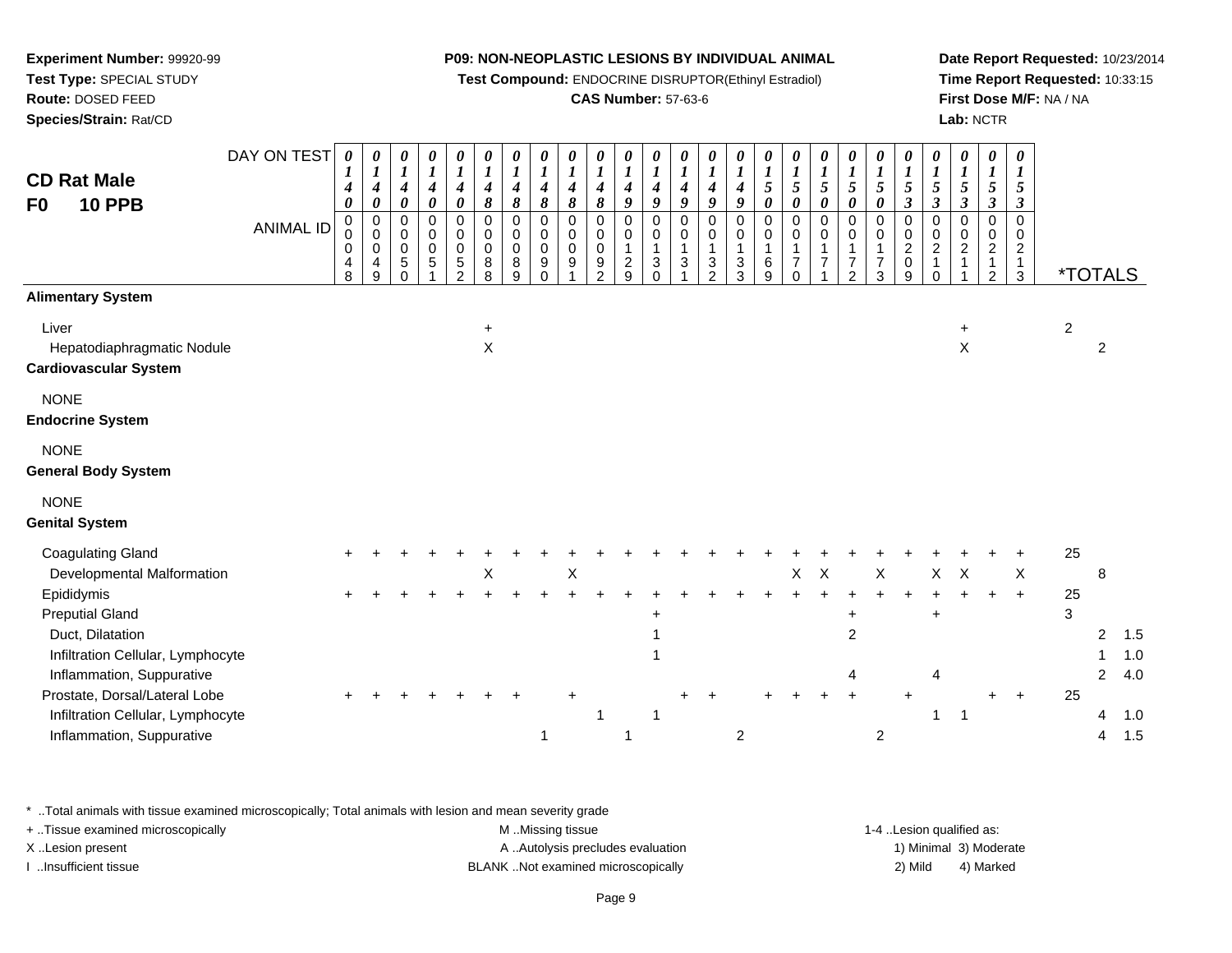**Experiment Number:** 99920-99
**Test Type:** SPECIAL STUDY
**Route:** DOSED FEED
**Species/Strain:** Rat/CD

**P09: NON-NEOPLASTIC LESIONS BY INDIVIDUAL ANIMAL**
**Test Compound:** ENDOCRINE DISRUPTOR(Ethinyl Estradiol)
**CAS Number:** 57-63-6

**Date Report Requested:** 10/23/2014
**Time Report Requested:** 10:33:15
**First Dose M/F:** NA / NA
**Lab:** NCTR

## CD Rat Male
## F0 10 PPB

| DAY ON TEST | 0140 | 0140 | 0140 | 0140 | 0140 | 0148 | 0148 | 0148 | 0148 | 0148 | 0149 | 0149 | 0149 | 0149 | 0149 | 0150 | 0150 | 0150 | 0150 | 0150 | 0153 | 0153 | 0153 | 0153 | 0153 | *TOTALS | | |
|---|---|---|---|---|---|---|---|---|---|---|---|---|---|---|---|---|---|---|---|---|---|---|---|---|---|---|---|---|
| **ANIMAL ID** | 00048 | 00049 | 00050 | 00051 | 00052 | 00088 | 00089 | 00090 | 00091 | 00092 | 00129 | 00130 | 00131 | 00132 | 00133 | 00169 | 00170 | 00171 | 00172 | 00173 | 00209 | 00210 | 00211 | 00212 | 00213 | | | |
| **Alimentary System** | | | | | | | | | | | | | | | | | | | | | | | | | | | | |
| Liver | | | | | | + | | | | | | | | | | | | | | | | | + | | | 2 | | |
| Hepatodiaphragmatic Nodule | | | | | | X | | | | | | | | | | | | | | | | | X | | | | 2 | |
| **Cardiovascular System** | | | | | | | | | | | | | | | | | | | | | | | | | | | | |
| NONE | | | | | | | | | | | | | | | | | | | | | | | | | | | | |
| **Endocrine System** | | | | | | | | | | | | | | | | | | | | | | | | | | | | |
| NONE | | | | | | | | | | | | | | | | | | | | | | | | | | | | |
| **General Body System** | | | | | | | | | | | | | | | | | | | | | | | | | | | | |
| NONE | | | | | | | | | | | | | | | | | | | | | | | | | | | | |
| **Genital System** | | | | | | | | | | | | | | | | | | | | | | | | | | | | |
| Coagulating Gland | + | + | + | + | + | + | + | + | + | + | + | + | + | + | + | + | + | + | + | + | + | + | + | + | + | 25 | | |
| Developmental Malformation | | | | | | X | | | X | | | | | | | | X | X | | X | | X | X | | X | | 8 | |
| Epididymis | + | + | + | + | + | + | + | + | + | + | + | + | + | + | + | + | + | + | + | + | + | + | + | + | + | 25 | | |
| Preputial Gland | | | | | | | | | | | | + | | | | | | | + | | | + | | | | 3 | | |
| Duct, Dilatation | | | | | | | | | | | | 1 | | | | | | | 2 | | | | | | | | 2 | 1.5 |
| Infiltration Cellular, Lymphocyte | | | | | | | | | | | | 1 | | | | | | | | | | | | | | | 1 | 1.0 |
| Inflammation, Suppurative | | | | | | | | | | | | | | | | | | | 4 | | | 4 | | | | | 2 | 4.0 |
| Prostate, Dorsal/Lateral Lobe | + | + | + | + | + | + | + | | + | | | | + | + | | + | + | + | + | | + | | | + | + | 25 | | |
| Infiltration Cellular, Lymphocyte | | | | | | | | | | 1 | | 1 | | | | | | | | | | 1 | 1 | | | | 4 | 1.0 |
| Inflammation, Suppurative | | | | | | | | 1 | | | 1 | | | | 2 | | | | | 2 | | | | | | | 4 | 1.5 |

* ..Total animals with tissue examined microscopically; Total animals with lesion and mean severity grade
+ ..Tissue examined microscopically
X ..Lesion present
I ..Insufficient tissue

M ..Missing tissue
A ..Autolysis precludes evaluation
BLANK ..Not examined microscopically

1-4 ..Lesion qualified as:
1) Minimal 3) Moderate
2) Mild 4) Marked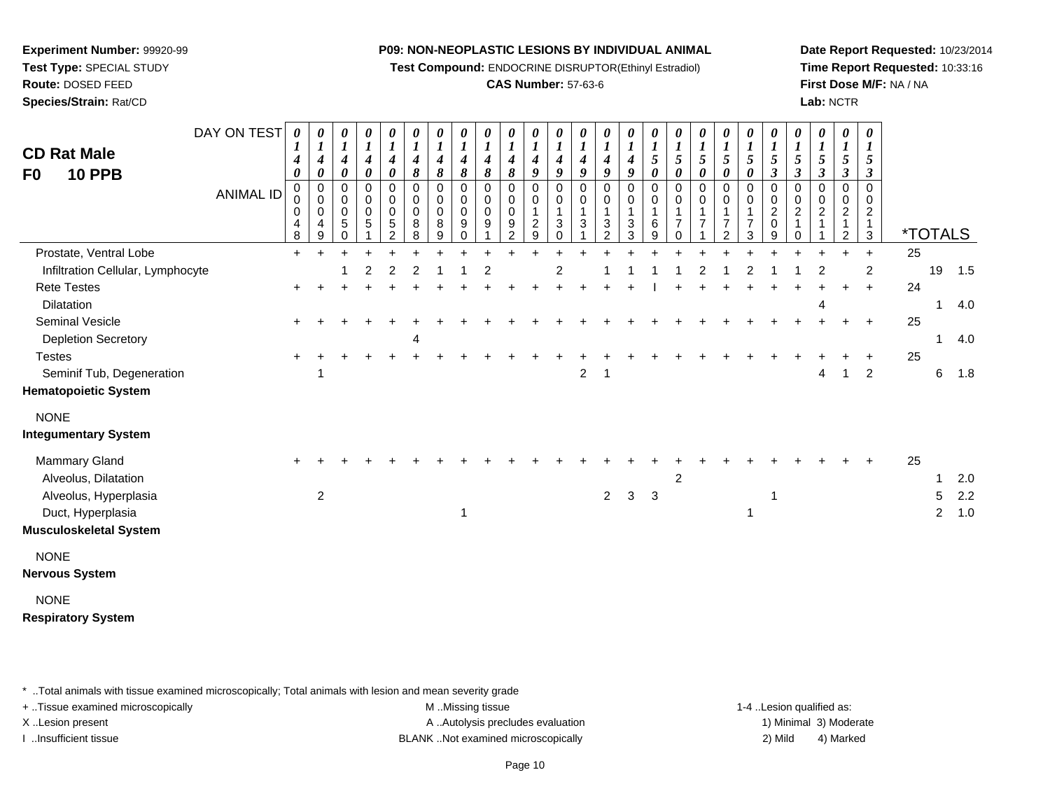**Experiment Number:** 99920-99
**Test Type:** SPECIAL STUDY
**Route:** DOSED FEED
**Species/Strain:** Rat/CD

**P09: NON-NEOPLASTIC LESIONS BY INDIVIDUAL ANIMAL**
**Test Compound:** ENDOCRINE DISRUPTOR(Ethinyl Estradiol)
**CAS Number:** 57-63-6

**Date Report Requested:** 10/23/2014
**Time Report Requested:** 10:33:16
**First Dose M/F:** NA / NA
**Lab:** NCTR

## CD Rat Male
## F0 10 PPB

| DAY ON TEST | 0140 | 0140 | 0140 | 0140 | 0140 | 0148 | 0148 | 0148 | 0148 | 0148 | 0149 | 0149 | 0149 | 0149 | 0149 | 0150 | 0150 | 0150 | 0150 | 0150 | 0153 | 0153 | 0153 | 0153 | 0153 | | | |
|---|---|---|---|---|---|---|---|---|---|---|---|---|---|---|---|---|---|---|---|---|---|---|---|---|---|---|---|---|
| **ANIMAL ID** | 00048 | 00049 | 00050 | 00051 | 00052 | 00088 | 00089 | 00090 | 00091 | 00092 | 00129 | 00130 | 00131 | 00132 | 00133 | 00169 | 00170 | 00171 | 00172 | 00173 | 00209 | 00210 | 00211 | 00212 | 00213 | ***TOTALS** | | |
| Prostate, Ventral Lobe | + | + | + | + | + | + | + | + | + | + | + | + | + | + | + | + | + | + | + | + | + | + | + | + | + | 25 | | |
| Infiltration Cellular, Lymphocyte | | | 1 | 2 | 2 | 2 | 1 | 1 | 2 | | | 2 | | 1 | 1 | 1 | 1 | 2 | 1 | 2 | 1 | 1 | 2 | | 2 | | 19 | 1.5 |
| Rete Testes | + | + | + | + | + | + | + | + | + | + | + | + | + | + | + | I | + | + | + | + | + | + | + | + | + | 24 | | |
| Dilatation | | | | | | | | | | | | | | | | | | | | | | | 4 | | | | 1 | 4.0 |
| Seminal Vesicle | + | + | + | + | + | + | + | + | + | + | + | + | + | + | + | + | + | + | + | + | + | + | + | + | + | 25 | | |
| Depletion Secretory | | | | | | 4 | | | | | | | | | | | | | | | | | | | | | 1 | 4.0 |
| Testes | + | + | + | + | + | + | + | + | + | + | + | + | + | + | + | + | + | + | + | + | + | + | + | + | + | 25 | | |
| Seminif Tub, Degeneration | | 1 | | | | | | | | | | | 2 | 1 | | | | | | | | | 4 | 1 | 2 | | 6 | 1.8 |
| **Hematopoietic System** | | | | | | | | | | | | | | | | | | | | | | | | | | | | |
| NONE | | | | | | | | | | | | | | | | | | | | | | | | | | | | |
| **Integumentary System** | | | | | | | | | | | | | | | | | | | | | | | | | | | | |
| Mammary Gland | + | + | + | + | + | + | + | + | + | + | + | + | + | + | + | + | + | + | + | + | + | + | + | + | + | 25 | | |
| Alveolus, Dilatation | | | | | | | | | | | | | | | | | 2 | | | | | | | | | | 1 | 2.0 |
| Alveolus, Hyperplasia | | 2 | | | | | | | | | | | | 2 | 3 | 3 | | | | | 1 | | | | | | 5 | 2.2 |
| Duct, Hyperplasia | | | | | | | | 1 | | | | | | | | | | | | 1 | | | | | | | 2 | 1.0 |
| **Musculoskeletal System** | | | | | | | | | | | | | | | | | | | | | | | | | | | | |
| NONE | | | | | | | | | | | | | | | | | | | | | | | | | | | | |
| **Nervous System** | | | | | | | | | | | | | | | | | | | | | | | | | | | | |
| NONE | | | | | | | | | | | | | | | | | | | | | | | | | | | | |
| **Respiratory System** | | | | | | | | | | | | | | | | | | | | | | | | | | | | |

* ..Total animals with tissue examined microscopically; Total animals with lesion and mean severity grade
+ ..Tissue examined microscopically
X ..Lesion present
I ..Insufficient tissue

M ..Missing tissue
A ..Autolysis precludes evaluation
BLANK ..Not examined microscopically

1-4 ..Lesion qualified as:
1) Minimal 3) Moderate
2) Mild 4) Marked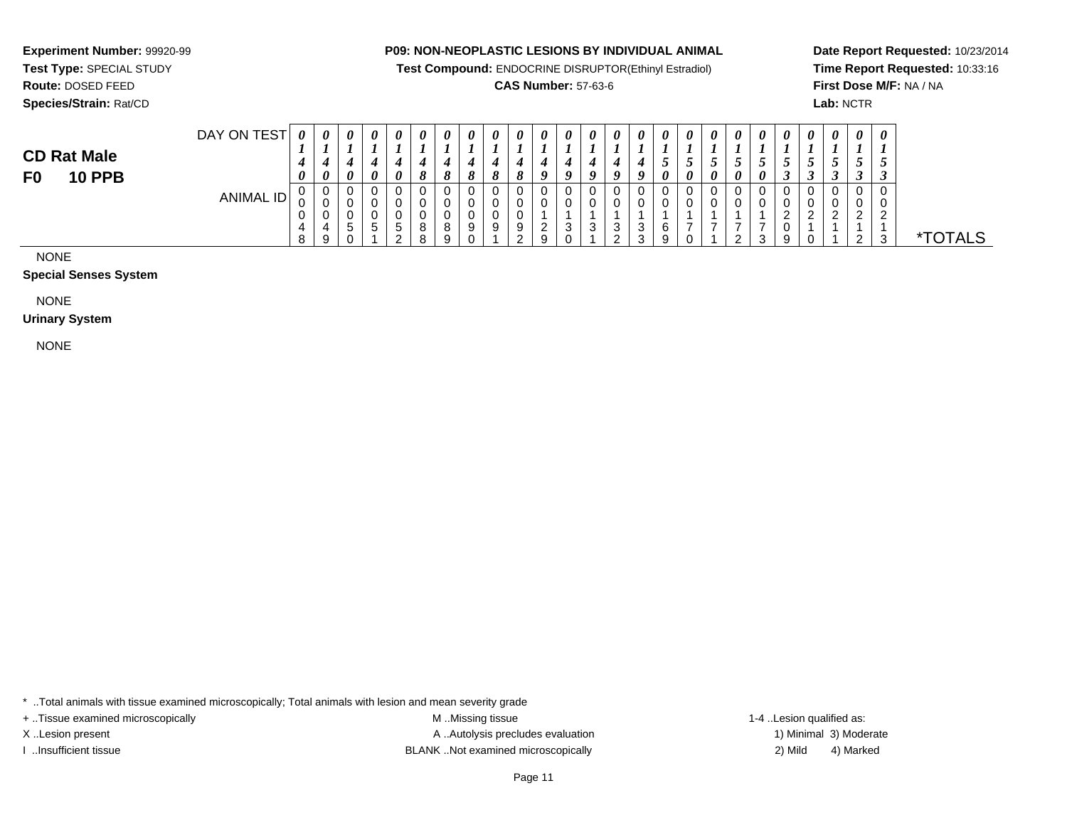**Experiment Number:** 99920-99
**Test Type:** SPECIAL STUDY
**Route:** DOSED FEED
**Species/Strain:** Rat/CD

**P09: NON-NEOPLASTIC LESIONS BY INDIVIDUAL ANIMAL**
**Test Compound:** ENDOCRINE DISRUPTOR(Ethinyl Estradiol)
**CAS Number:** 57-63-6

**Date Report Requested:** 10/23/2014
**Time Report Requested:** 10:33:16
**First Dose M/F:** NA / NA
**Lab:** NCTR

## CD Rat Male
## F0 10 PPB

| DAY ON TEST | 0140 | 0140 | 0140 | 0140 | 0140 | 0148 | 0148 | 0148 | 0148 | 0148 | 0149 | 0149 | 0149 | 0149 | 0149 | 0150 | 0150 | 0150 | 0150 | 0150 | 0153 | 0153 | 0153 | 0153 | 0153 | |
|---|---|---|---|---|---|---|---|---|---|---|---|---|---|---|---|---|---|---|---|---|---|---|---|---|---|---|
| ANIMAL ID | 00048 | 00049 | 00050 | 00051 | 00052 | 00088 | 00089 | 00090 | 00091 | 00092 | 00129 | 00130 | 00131 | 00132 | 00133 | 00169 | 00170 | 00171 | 00172 | 00173 | 00209 | 00210 | 00211 | 00212 | 00213 | *TOTALS |

NONE

**Special Senses System**

NONE

**Urinary System**

NONE

* ..Total animals with tissue examined microscopically; Total animals with lesion and mean severity grade
+ ..Tissue examined microscopically
X ..Lesion present
I ..Insufficient tissue

M ..Missing tissue
A ..Autolysis precludes evaluation
BLANK ..Not examined microscopically

1-4 ..Lesion qualified as:
1) Minimal 3) Moderate
2) Mild 4) Marked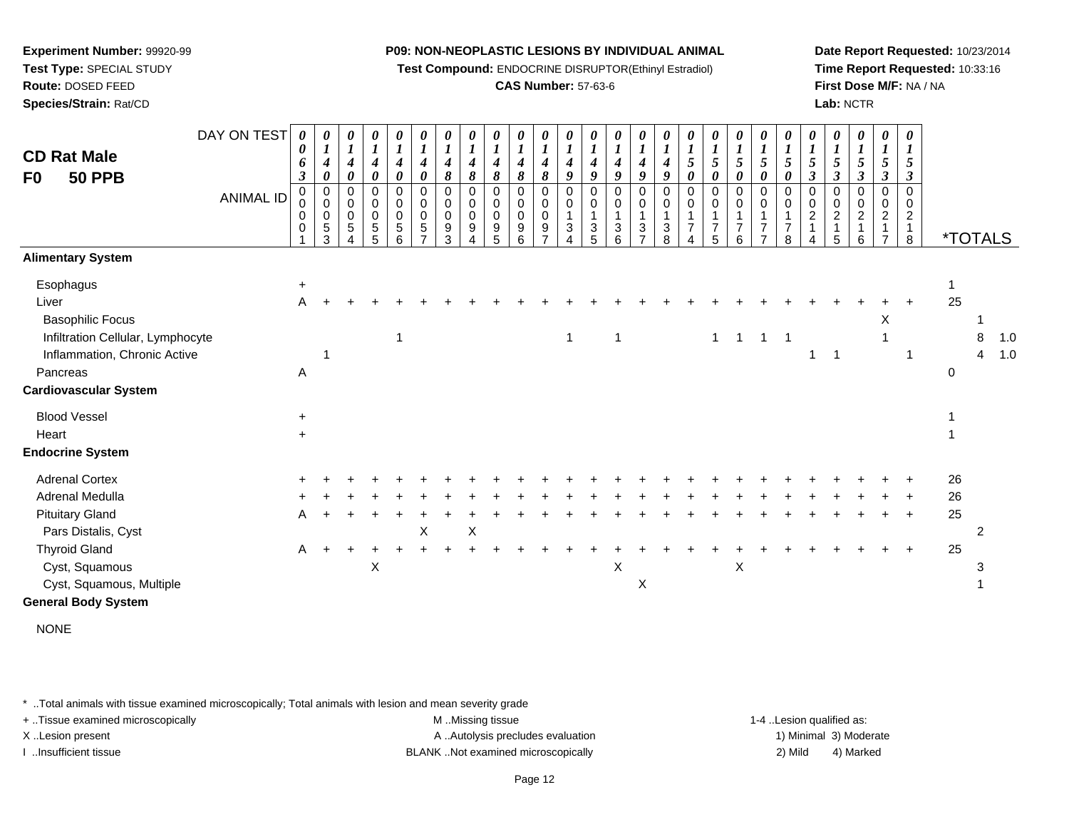**Experiment Number:** 99920-99
**Test Type:** SPECIAL STUDY
**Route:** DOSED FEED
**Species/Strain:** Rat/CD

**P09: NON-NEOPLASTIC LESIONS BY INDIVIDUAL ANIMAL**
**Test Compound:** ENDOCRINE DISRUPTOR(Ethinyl Estradiol)
**CAS Number:** 57-63-6

**Date Report Requested:** 10/23/2014
**Time Report Requested:** 10:33:16
**First Dose M/F:** NA / NA
**Lab:** NCTR

## CD Rat Male
## F0 50 PPB

| DAY ON TEST | 0063 | 0140 | 0140 | 0140 | 0140 | 0140 | 0148 | 0148 | 0148 | 0148 | 0148 | 0149 | 0149 | 0149 | 0149 | 0149 | 0150 | 0150 | 0150 | 0150 | 0150 | 0153 | 0153 | 0153 | 0153 | 0153 | | | |
|---|---|---|---|---|---|---|---|---|---|---|---|---|---|---|---|---|---|---|---|---|---|---|---|---|---|---|---|---|---|
| **ANIMAL ID** | 00001 | 00053 | 00054 | 00055 | 00056 | 00057 | 00093 | 00094 | 00095 | 00096 | 00097 | 00134 | 00135 | 00136 | 00137 | 00138 | 00174 | 00175 | 00176 | 00177 | 00178 | 00214 | 00215 | 00216 | 00217 | 00218 | ***TOTALS** | | |
| **Alimentary System** | | | | | | | | | | | | | | | | | | | | | | | | | | | | | |
| Esophagus | + | | | | | | | | | | | | | | | | | | | | | | | | | | 1 | | |
| Liver | A | + | + | + | + | + | + | + | + | + | + | + | + | + | + | + | + | + | + | + | + | + | + | + | + | + | 25 | | |
| Basophilic Focus | | | | | | | | | | | | | | | | | | | | | | | | | X | | | 1 | |
| Infiltration Cellular, Lymphocyte | | | | | 1 | | | | | | | 1 | | 1 | | | | 1 | 1 | 1 | 1 | | | | 1 | | | 8 | 1.0 |
| Inflammation, Chronic Active | | 1 | | | | | | | | | | | | | | | | | | | | 1 | 1 | | | 1 | | 4 | 1.0 |
| Pancreas | A | | | | | | | | | | | | | | | | | | | | | | | | | | 0 | | |
| **Cardiovascular System** | | | | | | | | | | | | | | | | | | | | | | | | | | | | | |
| Blood Vessel | + | | | | | | | | | | | | | | | | | | | | | | | | | | 1 | | |
| Heart | + | | | | | | | | | | | | | | | | | | | | | | | | | | 1 | | |
| **Endocrine System** | | | | | | | | | | | | | | | | | | | | | | | | | | | | | |
| Adrenal Cortex | + | + | + | + | + | + | + | + | + | + | + | + | + | + | + | + | + | + | + | + | + | + | + | + | + | + | 26 | | |
| Adrenal Medulla | + | + | + | + | + | + | + | + | + | + | + | + | + | + | + | + | + | + | + | + | + | + | + | + | + | + | 26 | | |
| Pituitary Gland | A | + | + | + | + | + | + | + | + | + | + | + | + | + | + | + | + | + | + | + | + | + | + | + | + | + | 25 | | |
| Pars Distalis, Cyst | | | | | | X | | X | | | | | | | | | | | | | | | | | | | | 2 | |
| Thyroid Gland | A | + | + | + | + | + | + | + | + | + | + | + | + | + | + | + | + | + | + | + | + | + | + | + | + | + | 25 | | |
| Cyst, Squamous | | | | X | | | | | | | | | | X | | | | | X | | | | | | | | | 3 | |
| Cyst, Squamous, Multiple | | | | | | | | | | | | | | | X | | | | | | | | | | | | | 1 | |
| **General Body System** | | | | | | | | | | | | | | | | | | | | | | | | | | | | | |

NONE

\* ..Total animals with tissue examined microscopically; Total animals with lesion and mean severity grade
+ ..Tissue examined microscopically
X ..Lesion present
I ..Insufficient tissue

M ..Missing tissue
A ..Autolysis precludes evaluation
BLANK ..Not examined microscopically

1-4 ..Lesion qualified as:
1) Minimal 3) Moderate
2) Mild 4) Marked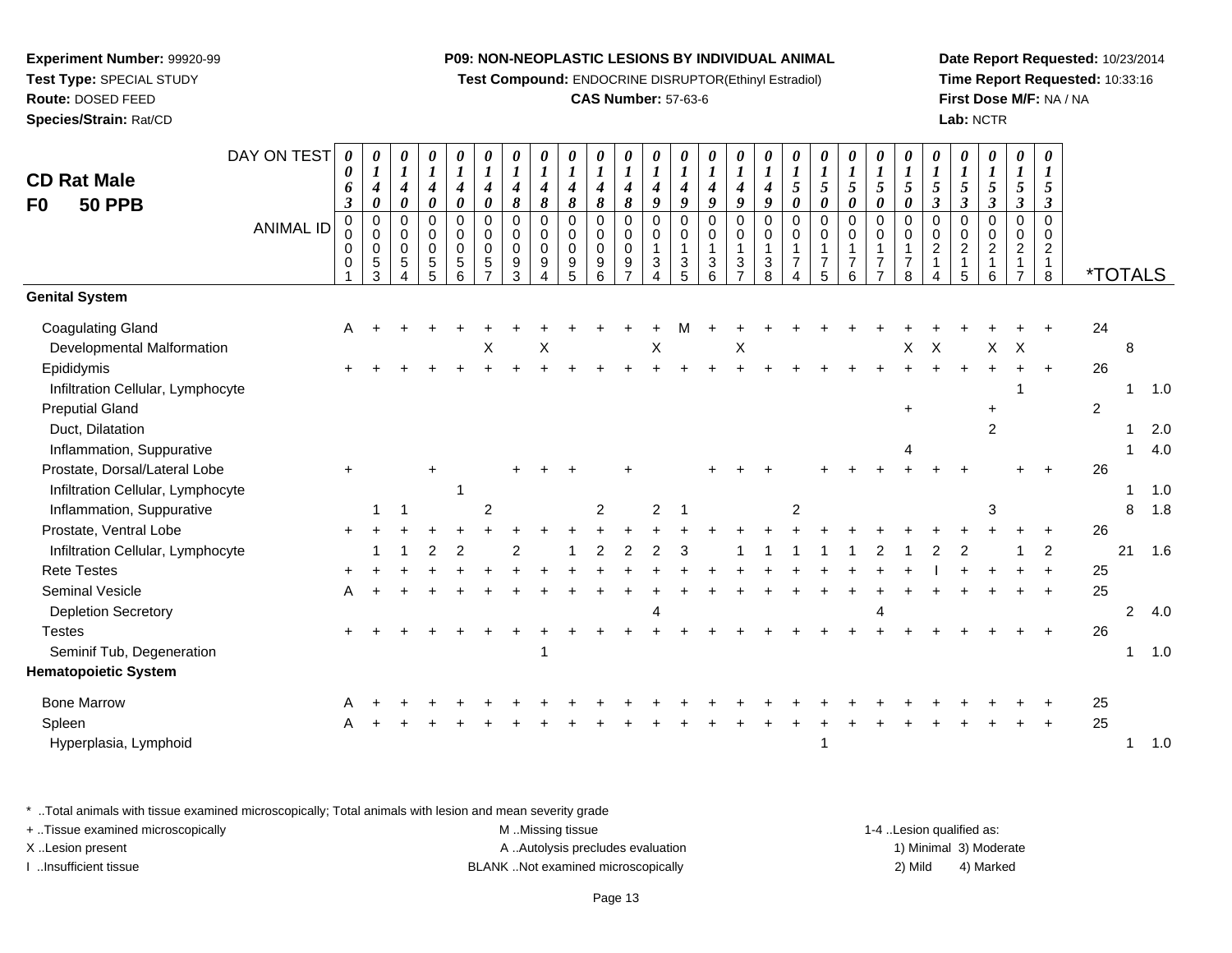**Experiment Number:** 99920-99
**Test Type:** SPECIAL STUDY
**Route:** DOSED FEED
**Species/Strain:** Rat/CD

**P09: NON-NEOPLASTIC LESIONS BY INDIVIDUAL ANIMAL**
**Test Compound:** ENDOCRINE DISRUPTOR(Ethinyl Estradiol)
**CAS Number:** 57-63-6

**Date Report Requested:** 10/23/2014
**Time Report Requested:** 10:33:16
**First Dose M/F:** NA / NA
**Lab:** NCTR

## CD Rat Male
## F0 50 PPB

| DAY ON TEST | 0063 | 0140 | 0140 | 0140 | 0140 | 0140 | 0148 | 0148 | 0148 | 0148 | 0148 | 0149 | 0149 | 0149 | 0149 | 0149 | 0150 | 0150 | 0150 | 0150 | 0150 | 0153 | 0153 | 0153 | 0153 | 0153 | *TOTALS | | |
|---|---|---|---|---|---|---|---|---|---|---|---|---|---|---|---|---|---|---|---|---|---|---|---|---|---|---|---|---|---|
| **ANIMAL ID** | 00001 | 00053 | 00054 | 00055 | 00056 | 00057 | 00093 | 00094 | 00095 | 00096 | 00097 | 00134 | 00135 | 00136 | 00137 | 00138 | 00174 | 00175 | 00176 | 00177 | 00178 | 00214 | 00215 | 00216 | 00217 | 00218 | | | |
| **Genital System** | | | | | | | | | | | | | | | | | | | | | | | | | | | | | |
| Coagulating Gland | A | + | + | + | + | + | + | + | + | + | + | + | M | + | + | + | + | + | + | + | + | + | + | + | + | + | 24 | | |
| Developmental Malformation | | | | | | X | | X | | | | X | | | X | | | | | | X | X | | X | X | | | 8 | |
| Epididymis | + | + | + | + | + | + | + | + | + | + | + | + | + | + | + | + | + | + | + | + | + | + | + | + | + | + | 26 | | |
| Infiltration Cellular, Lymphocyte | | | | | | | | | | | | | | | | | | | | | | | | | 1 | | | 1 | 1.0 |
| Preputial Gland | | | | | | | | | | | | | | | | | | | | | + | | | + | | | 2 | | |
| Duct, Dilatation | | | | | | | | | | | | | | | | | | | | | | | | 2 | | | | 1 | 2.0 |
| Inflammation, Suppurative | | | | | | | | | | | | | | | | | | | | | 4 | | | | | | | 1 | 4.0 |
| Prostate, Dorsal/Lateral Lobe | + | | | + | | | + | + | + | | + | | | + | + | + | | + | + | + | + | + | + | | + | + | 26 | | |
| Infiltration Cellular, Lymphocyte | | | | | 1 | | | | | | | | | | | | | | | | | | | | | | | 1 | 1.0 |
| Inflammation, Suppurative | | 1 | 1 | | | 2 | | | | 2 | | 2 | 1 | | | | 2 | | | | | | | 3 | | | | 8 | 1.8 |
| Prostate, Ventral Lobe | + | + | + | + | + | + | + | + | + | + | + | + | + | + | + | + | + | + | + | + | + | + | + | + | + | + | 26 | | |
| Infiltration Cellular, Lymphocyte | | 1 | 1 | 2 | 2 | | 2 | | 1 | 2 | 2 | 2 | 3 | | 1 | 1 | 1 | 1 | 1 | 2 | 1 | 2 | 2 | | 1 | 2 | | 21 | 1.6 |
| Rete Testes | + | + | + | + | + | + | + | + | + | + | + | + | + | + | + | + | + | + | + | + | + | + | I | + | + | + | 25 | | |
| Seminal Vesicle | A | + | + | + | + | + | + | + | + | + | + | + | + | + | + | + | + | + | + | + | + | + | + | + | + | + | 25 | | |
| Depletion Secretory | | | | | | | | | | | | 4 | | | | | | | | 4 | | | | | | | | 2 | 4.0 |
| Testes | + | + | + | + | + | + | + | + | + | + | + | + | + | + | + | + | + | + | + | + | + | + | + | + | + | + | 26 | | |
| Seminif Tub, Degeneration | | | | | | | | 1 | | | | | | | | | | | | | | | | | | | | 1 | 1.0 |
| **Hematopoietic System** | | | | | | | | | | | | | | | | | | | | | | | | | | | | | |
| Bone Marrow | A | + | + | + | + | + | + | + | + | + | + | + | + | + | + | + | + | + | + | + | + | + | + | + | + | + | 25 | | |
| Spleen | A | + | + | + | + | + | + | + | + | + | + | + | + | + | + | + | + | + | + | + | + | + | + | + | + | + | 25 | | |
| Hyperplasia, Lymphoid | | | | | | | | | | | | | | | | | | 1 | | | | | | | | | | 1 | 1.0 |

\* ..Total animals with tissue examined microscopically; Total animals with lesion and mean severity grade
+ ..Tissue examined microscopically
X ..Lesion present
I ..Insufficient tissue

M ..Missing tissue
A ..Autolysis precludes evaluation
BLANK ..Not examined microscopically

1-4 ..Lesion qualified as:
1) Minimal 3) Moderate
2) Mild 4) Marked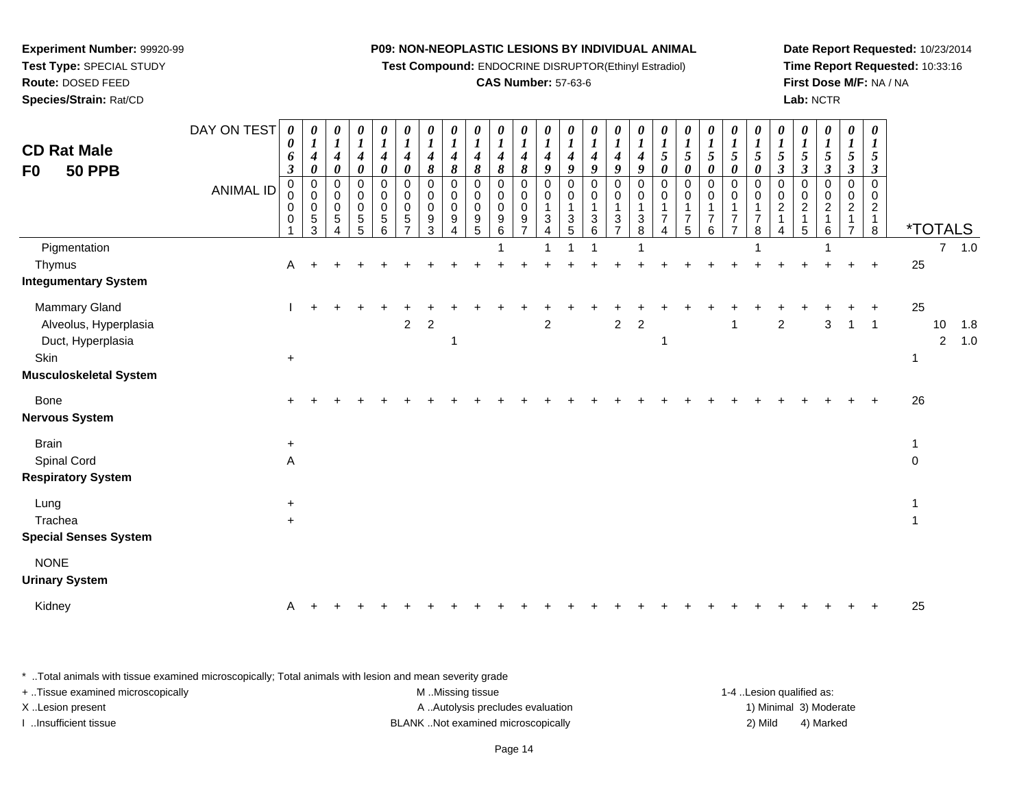**Experiment Number:** 99920-99
**Test Type:** SPECIAL STUDY
**Route:** DOSED FEED
**Species/Strain:** Rat/CD

**P09: NON-NEOPLASTIC LESIONS BY INDIVIDUAL ANIMAL**
**Test Compound:** ENDOCRINE DISRUPTOR(Ethinyl Estradiol)
**CAS Number:** 57-63-6

**Date Report Requested:** 10/23/2014
**Time Report Requested:** 10:33:16
**First Dose M/F:** NA / NA
**Lab:** NCTR

## CD Rat Male
## F0 50 PPB

| DAY ON TEST | 0063 | 0140 | 0140 | 0140 | 0140 | 0140 | 0148 | 0148 | 0148 | 0148 | 0148 | 0149 | 0149 | 0149 | 0149 | 0149 | 0150 | 0150 | 0150 | 0150 | 0150 | 0153 | 0153 | 0153 | 0153 | 0153 | |
|---|---|---|---|---|---|---|---|---|---|---|---|---|---|---|---|---|---|---|---|---|---|---|---|---|---|---|---|
| **ANIMAL ID** | 00001 | 00053 | 00054 | 00055 | 00056 | 00057 | 00093 | 00094 | 00095 | 00096 | 00097 | 00134 | 00135 | 00136 | 00137 | 00138 | 00174 | 00175 | 00176 | 00177 | 00178 | 00214 | 00215 | 00216 | 00217 | 00218 | ***TOTALS** |
| Pigmentation | | | | | | | | | | 1 | | 1 | 1 | 1 | | 1 | | | | | 1 | | | 1 | | | 7 1.0 |
| Thymus | A | + | + | + | + | + | + | + | + | + | + | + | + | + | + | + | + | + | + | + | + | + | + | + | + | + | 25 |
| **Integumentary System** | | | | | | | | | | | | | | | | | | | | | | | | | | | |
| Mammary Gland | I | + | + | + | + | + | + | + | + | + | + | + | + | + | + | + | + | + | + | + | + | + | + | + | + | + | 25 |
| Alveolus, Hyperplasia | | | | | | 2 | 2 | | | | | 2 | | | 2 | 2 | | | | 1 | | 2 | | 3 | 1 | 1 | 10 1.8 |
| Duct, Hyperplasia | | | | | | | | 1 | | | | | | | | | 1 | | | | | | | | | | 2 1.0 |
| Skin | + | | | | | | | | | | | | | | | | | | | | | | | | | | 1 |
| **Musculoskeletal System** | | | | | | | | | | | | | | | | | | | | | | | | | | | |
| Bone | + | + | + | + | + | + | + | + | + | + | + | + | + | + | + | + | + | + | + | + | + | + | + | + | + | + | 26 |
| **Nervous System** | | | | | | | | | | | | | | | | | | | | | | | | | | | |
| Brain | + | | | | | | | | | | | | | | | | | | | | | | | | | | 1 |
| Spinal Cord | A | | | | | | | | | | | | | | | | | | | | | | | | | | 0 |
| **Respiratory System** | | | | | | | | | | | | | | | | | | | | | | | | | | | |
| Lung | + | | | | | | | | | | | | | | | | | | | | | | | | | | 1 |
| Trachea | + | | | | | | | | | | | | | | | | | | | | | | | | | | 1 |
| **Special Senses System** | | | | | | | | | | | | | | | | | | | | | | | | | | | |
| NONE | | | | | | | | | | | | | | | | | | | | | | | | | | | |
| **Urinary System** | | | | | | | | | | | | | | | | | | | | | | | | | | | |
| Kidney | A | + | + | + | + | + | + | + | + | + | + | + | + | + | + | + | + | + | + | + | + | + | + | + | + | + | 25 |

\* ..Total animals with tissue examined microscopically; Total animals with lesion and mean severity grade
+ ..Tissue examined microscopically
X ..Lesion present
I ..Insufficient tissue

M ..Missing tissue
A ..Autolysis precludes evaluation
BLANK ..Not examined microscopically

1-4 ..Lesion qualified as:
1) Minimal 3) Moderate
2) Mild 4) Marked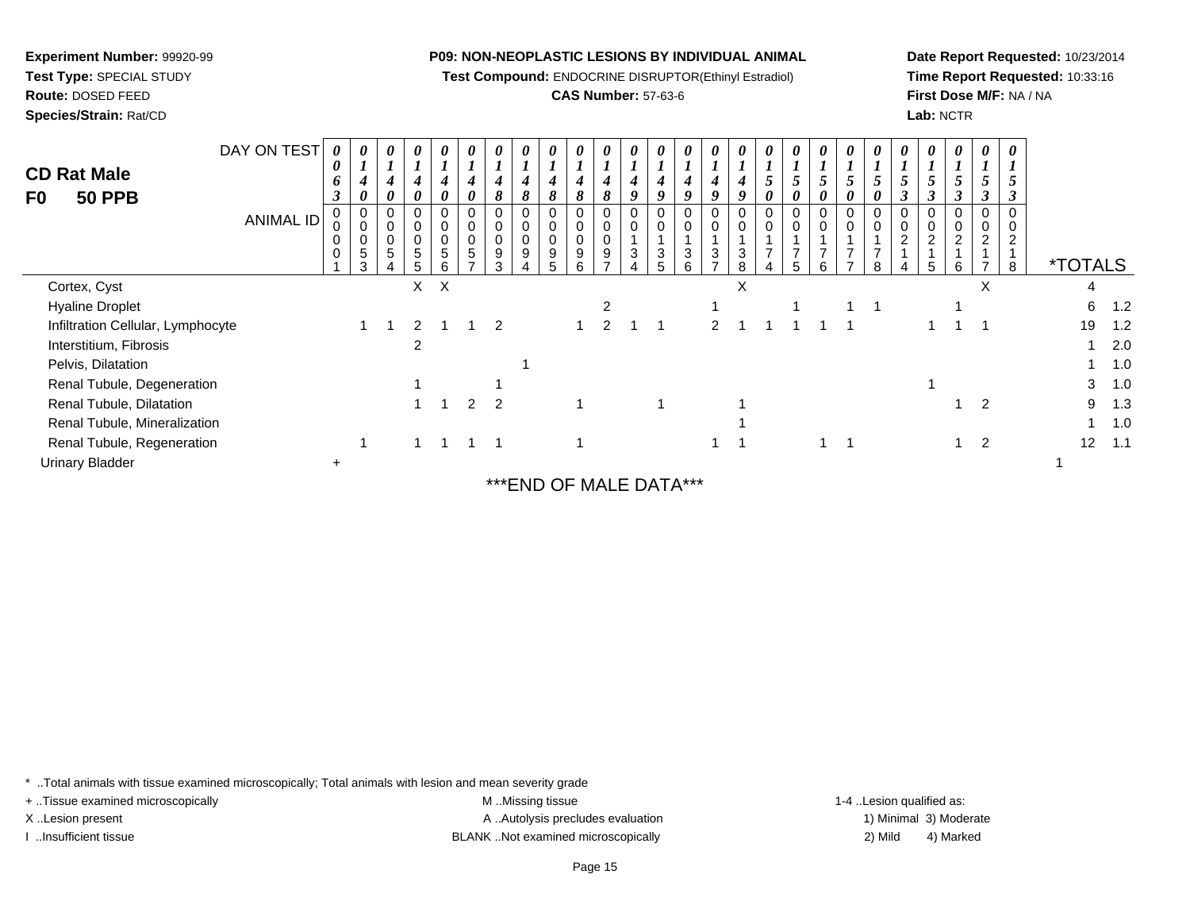**Experiment Number:** 99920-99
**Test Type:** SPECIAL STUDY
**Route:** DOSED FEED
**Species/Strain:** Rat/CD

**P09: NON-NEOPLASTIC LESIONS BY INDIVIDUAL ANIMAL**
**Test Compound:** ENDOCRINE DISRUPTOR(Ethinyl Estradiol)
**CAS Number:** 57-63-6

**Date Report Requested:** 10/23/2014
**Time Report Requested:** 10:33:16
**First Dose M/F:** NA / NA
**Lab:** NCTR

## CD Rat Male
## F0 50 PPB

| DAY ON TEST | 0063 | 0140 | 0140 | 0140 | 0140 | 0140 | 0148 | 0148 | 0148 | 0148 | 0148 | 0149 | 0149 | 0149 | 0149 | 0149 | 0150 | 0150 | 0150 | 0150 | 0150 | 0153 | 0153 | 0153 | 0153 | 0153 | | |
|---|---|---|---|---|---|---|---|---|---|---|---|---|---|---|---|---|---|---|---|---|---|---|---|---|---|---|---|---|
| **ANIMAL ID** | 0001 | 0053 | 0054 | 0055 | 0056 | 0057 | 0093 | 0094 | 0095 | 0096 | 0097 | 0134 | 0135 | 0136 | 0137 | 0138 | 0174 | 0175 | 0176 | 0177 | 0178 | 0214 | 0215 | 0216 | 0217 | 0218 | ***TOTALS** | |
| Cortex, Cyst | | | | X | X | | | | | | | | | | | X | | | | | | | | | X | | 4 | |
| Hyaline Droplet | | | | | | | | | | | 2 | | | | 1 | | | 1 | | 1 | 1 | | | 1 | | | 6 | 1.2 |
| Infiltration Cellular, Lymphocyte | | 1 | 1 | 2 | 1 | 1 | 2 | | | 1 | 2 | 1 | 1 | | 2 | 1 | 1 | 1 | 1 | 1 | | | 1 | 1 | 1 | | 19 | 1.2 |
| Interstitium, Fibrosis | | | | 2 | | | | | | | | | | | | | | | | | | | | | | | 1 | 2.0 |
| Pelvis, Dilatation | | | | | | | | 1 | | | | | | | | | | | | | | | | | | | 1 | 1.0 |
| Renal Tubule, Degeneration | | | | 1 | | | 1 | | | | | | | | | | | | | | | | 1 | | | | 3 | 1.0 |
| Renal Tubule, Dilatation | | | | 1 | 1 | 2 | 2 | | | 1 | | | 1 | | | 1 | | | | | | | | 1 | 2 | | 9 | 1.3 |
| Renal Tubule, Mineralization | | | | | | | | | | | | | | | | 1 | | | | | | | | | | | 1 | 1.0 |
| Renal Tubule, Regeneration | | 1 | | 1 | 1 | 1 | 1 | | | 1 | | | | | 1 | 1 | | | 1 | 1 | | | | 1 | 2 | | 12 | 1.1 |
| Urinary Bladder | + | | | | | | | | | | | | | | | | | | | | | | | | | | 1 | |

***END OF MALE DATA***

\* ..Total animals with tissue examined microscopically; Total animals with lesion and mean severity grade
+ ..Tissue examined microscopically
X ..Lesion present
I ..Insufficient tissue

M ..Missing tissue
A ..Autolysis precludes evaluation
BLANK ..Not examined microscopically

1-4 ..Lesion qualified as:
1) Minimal 3) Moderate
2) Mild 4) Marked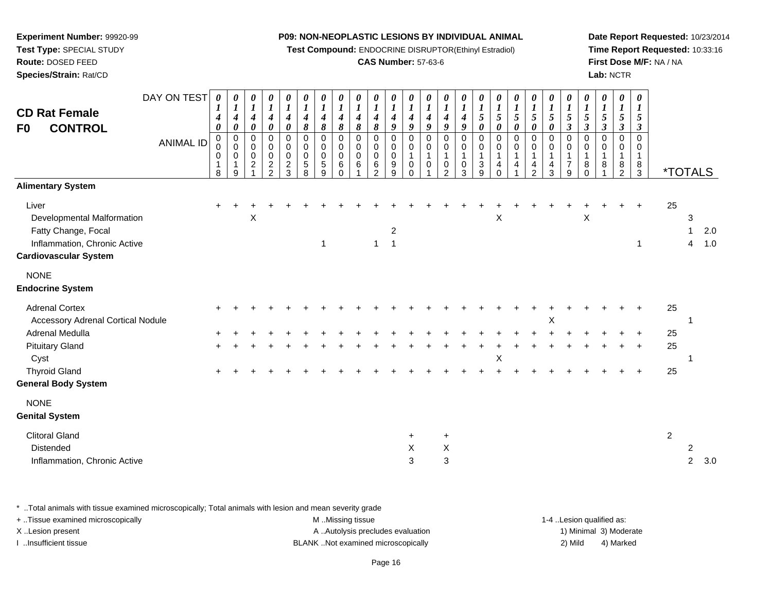**Experiment Number:** 99920-99
**Test Type:** SPECIAL STUDY
**Route:** DOSED FEED
**Species/Strain:** Rat/CD

**P09: NON-NEOPLASTIC LESIONS BY INDIVIDUAL ANIMAL**
**Test Compound:** ENDOCRINE DISRUPTOR(Ethinyl Estradiol)
**CAS Number:** 57-63-6

**Date Report Requested:** 10/23/2014
**Time Report Requested:** 10:33:16
**First Dose M/F:** NA / NA
**Lab:** NCTR

## CD Rat Female F0 CONTROL

| DAY ON TEST | 0140 | 0140 | 0140 | 0140 | 0140 | 0148 | 0148 | 0148 | 0148 | 0148 | 0149 | 0149 | 0149 | 0149 | 0149 | 0150 | 0150 | 0150 | 0150 | 0150 | 0153 | 0153 | 0153 | 0153 | 0153 | *TOTALS | | |
|---|---|---|---|---|---|---|---|---|---|---|---|---|---|---|---|---|---|---|---|---|---|---|---|---|---|---|---|---|
| ANIMAL ID | 00018 | 00019 | 00021 | 00022 | 00023 | 00058 | 00059 | 00060 | 00061 | 00062 | 00099 | 00100 | 00101 | 00102 | 00103 | 00139 | 00140 | 00141 | 00142 | 00143 | 00179 | 00180 | 00181 | 00182 | 00183 | | | |
| **Alimentary System** | | | | | | | | | | | | | | | | | | | | | | | | | | | | |
| Liver | + | + | + | + | + | + | + | + | + | + | + | + | + | + | + | + | + | + | + | + | + | + | + | + | + | 25 | | |
| Developmental Malformation | | | X | | | | | | | | | | | | | | X | | | | | X | | | | | 3 | |
| Fatty Change, Focal | | | | | | | | | | | 2 | | | | | | | | | | | | | | | | 1 | 2.0 |
| Inflammation, Chronic Active | | | | | | | 1 | | | 1 | 1 | | | | | | | | | | | | | | 1 | | 4 | 1.0 |
| **Cardiovascular System** | | | | | | | | | | | | | | | | | | | | | | | | | | | | |
| NONE | | | | | | | | | | | | | | | | | | | | | | | | | | | | |
| **Endocrine System** | | | | | | | | | | | | | | | | | | | | | | | | | | | | |
| Adrenal Cortex | + | + | + | + | + | + | + | + | + | + | + | + | + | + | + | + | + | + | + | + | + | + | + | + | + | 25 | | |
| Accessory Adrenal Cortical Nodule | | | | | | | | | | | | | | | | | | | | X | | | | | | | 1 | |
| Adrenal Medulla | + | + | + | + | + | + | + | + | + | + | + | + | + | + | + | + | + | + | + | + | + | + | + | + | + | 25 | | |
| Pituitary Gland | + | + | + | + | + | + | + | + | + | + | + | + | + | + | + | + | + | + | + | + | + | + | + | + | + | 25 | | |
| Cyst | | | | | | | | | | | | | | | | | X | | | | | | | | | | 1 | |
| Thyroid Gland | + | + | + | + | + | + | + | + | + | + | + | + | + | + | + | + | + | + | + | + | + | + | + | + | + | 25 | | |
| **General Body System** | | | | | | | | | | | | | | | | | | | | | | | | | | | | |
| NONE | | | | | | | | | | | | | | | | | | | | | | | | | | | | |
| **Genital System** | | | | | | | | | | | | | | | | | | | | | | | | | | | | |
| Clitoral Gland | | | | | | | | | | | | + | | + | | | | | | | | | | | | 2 | | |
| Distended | | | | | | | | | | | | X | | X | | | | | | | | | | | | | 2 | |
| Inflammation, Chronic Active | | | | | | | | | | | | 3 | | 3 | | | | | | | | | | | | | 2 | 3.0 |

\* ..Total animals with tissue examined microscopically; Total animals with lesion and mean severity grade
+ ..Tissue examined microscopically
X ..Lesion present
I ..Insufficient tissue

M ..Missing tissue
A ..Autolysis precludes evaluation
BLANK ..Not examined microscopically

1-4 ..Lesion qualified as:
1) Minimal 3) Moderate
2) Mild 4) Marked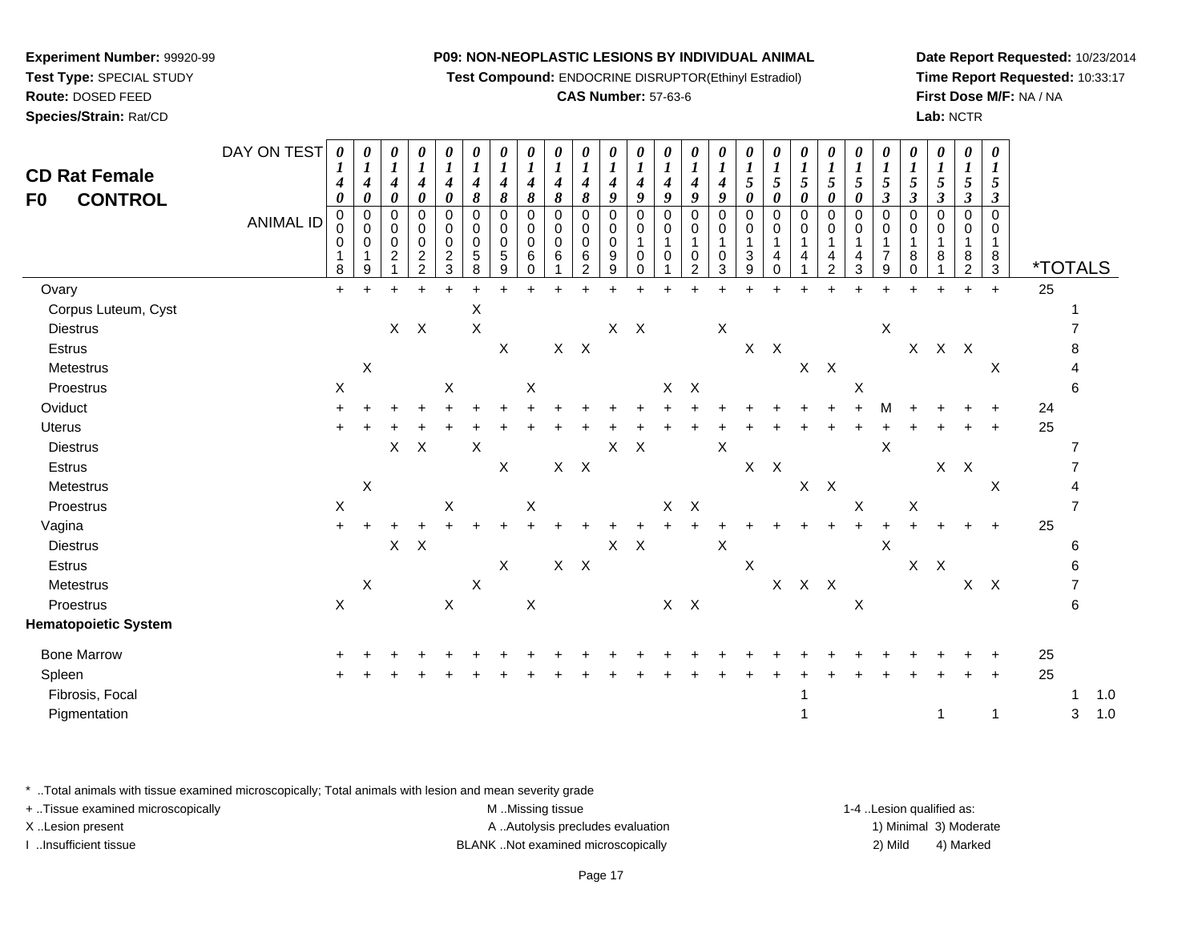**Experiment Number:** 99920-99
**Test Type:** SPECIAL STUDY
**Route:** DOSED FEED
**Species/Strain:** Rat/CD

**P09: NON-NEOPLASTIC LESIONS BY INDIVIDUAL ANIMAL**
**Test Compound:** ENDOCRINE DISRUPTOR(Ethinyl Estradiol)
**CAS Number:** 57-63-6

**Date Report Requested:** 10/23/2014
**Time Report Requested:** 10:33:17
**First Dose M/F:** NA / NA
**Lab:** NCTR

# CD Rat Female
# F0 CONTROL

| DAY ON TEST | 0140 | 0140 | 0140 | 0140 | 0140 | 0148 | 0148 | 0148 | 0148 | 0148 | 0149 | 0149 | 0149 | 0149 | 0149 | 0150 | 0150 | 0150 | 0150 | 0150 | 0153 | 0153 | 0153 | 0153 | 0153 | | | |
|---|---|---|---|---|---|---|---|---|---|---|---|---|---|---|---|---|---|---|---|---|---|---|---|---|---|---|---|---|
| **ANIMAL ID** | 00018 | 00019 | 00021 | 00022 | 00023 | 00058 | 00059 | 00060 | 00061 | 00062 | 00099 | 00100 | 00101 | 00102 | 00103 | 00139 | 00140 | 00141 | 00142 | 00143 | 00179 | 00180 | 00181 | 00182 | 00183 | ***TOTALS** | | |
| Ovary | + | + | + | + | + | + | + | + | + | + | + | + | + | + | + | + | + | + | + | + | + | + | + | + | + | 25 | | |
| Corpus Luteum, Cyst | | | | | | X | | | | | | | | | | | | | | | | | | | | | 1 | |
| Diestrus | | | X | X | | X | | | | | X | X | | | X | | | | | | X | | | | | | 7 | |
| Estrus | | | | | | | X | | X | X | | | | | | X | X | | | | | X | X | X | | | 8 | |
| Metestrus | | X | | | | | | | | | | | | | | | | X | X | | | | | | X | | 4 | |
| Proestrus | X | | | | X | | | X | | | | | X | X | | | | | | X | | | | | | | 6 | |
| Oviduct | + | + | + | + | + | + | + | + | + | + | + | + | + | + | + | + | + | + | + | + | M | + | + | + | + | 24 | | |
| Uterus | + | + | + | + | + | + | + | + | + | + | + | + | + | + | + | + | + | + | + | + | + | + | + | + | + | 25 | | |
| Diestrus | | | X | X | | X | | | | | X | X | | | X | | | | | | X | | | | | | 7 | |
| Estrus | | | | | | | X | | X | X | | | | | | X | X | | | | | | X | X | | | 7 | |
| Metestrus | | X | | | | | | | | | | | | | | | | X | X | | | | | | X | | 4 | |
| Proestrus | X | | | | X | | | X | | | | | X | X | | | | | | X | | X | | | | | 7 | |
| Vagina | + | + | + | + | + | + | + | + | + | + | + | + | + | + | + | + | + | + | + | + | + | + | + | + | + | 25 | | |
| Diestrus | | | X | X | | | | | | | X | X | | | X | | | | | | X | | | | | | 6 | |
| Estrus | | | | | | | X | | X | X | | | | | | X | | | | | | X | X | | | | 6 | |
| Metestrus | | X | | | | X | | | | | | | | | | | X | X | X | | | | | X | X | | 7 | |
| Proestrus | X | | | | X | | | X | | | | | X | X | | | | | | X | | | | | | | 6 | |
| **Hematopoietic System** | | | | | | | | | | | | | | | | | | | | | | | | | | | | |
| Bone Marrow | + | + | + | + | + | + | + | + | + | + | + | + | + | + | + | + | + | + | + | + | + | + | + | + | + | 25 | | |
| Spleen | + | + | + | + | + | + | + | + | + | + | + | + | + | + | + | + | + | + | + | + | + | + | + | + | + | 25 | | |
| Fibrosis, Focal | | | | | | | | | | | | | | | | | | 1 | | | | | | | | | 1 | 1.0 |
| Pigmentation | | | | | | | | | | | | | | | | | | 1 | | | | | 1 | | 1 | | 3 | 1.0 |

\* ..Total animals with tissue examined microscopically; Total animals with lesion and mean severity grade
+ ..Tissue examined microscopically
X ..Lesion present
I ..Insufficient tissue

M ..Missing tissue
A ..Autolysis precludes evaluation
BLANK ..Not examined microscopically

1-4 ..Lesion qualified as:
1) Minimal 3) Moderate
2) Mild 4) Marked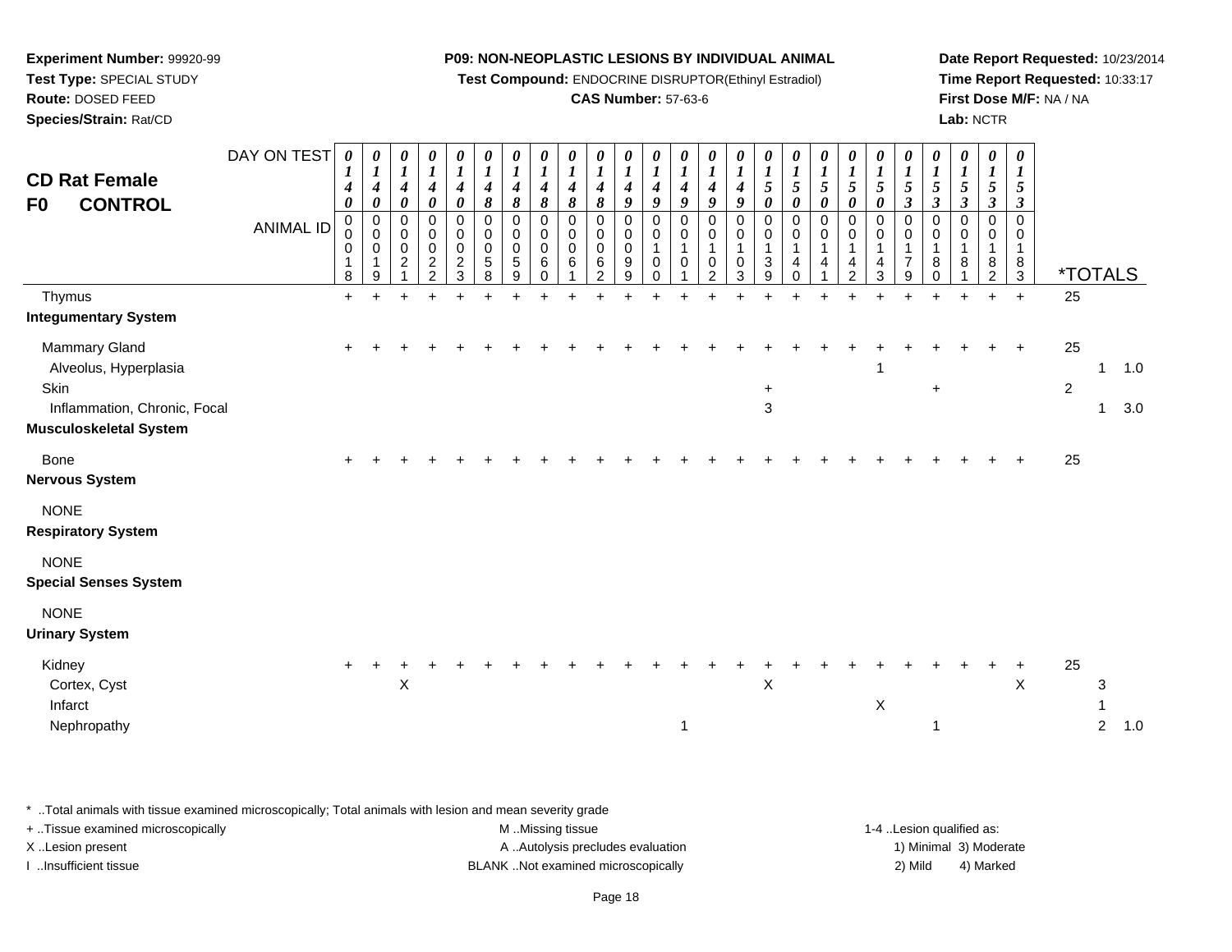**Experiment Number:** 99920-99
**Test Type:** SPECIAL STUDY
**Route:** DOSED FEED
**Species/Strain:** Rat/CD

**P09: NON-NEOPLASTIC LESIONS BY INDIVIDUAL ANIMAL**
**Test Compound:** ENDOCRINE DISRUPTOR(Ethinyl Estradiol)
**CAS Number:** 57-63-6

**Date Report Requested:** 10/23/2014
**Time Report Requested:** 10:33:17
**First Dose M/F:** NA / NA
**Lab:** NCTR

## CD Rat Female
## F0 CONTROL

| DAY ON TEST | 0140 | 0140 | 0140 | 0140 | 0140 | 0148 | 0148 | 0148 | 0148 | 0148 | 0149 | 0149 | 0149 | 0149 | 0149 | 0150 | 0150 | 0150 | 0150 | 0150 | 0153 | 0153 | 0153 | 0153 | 0153 | | | |
|---|---|---|---|---|---|---|---|---|---|---|---|---|---|---|---|---|---|---|---|---|---|---|---|---|---|---|---|---|
| **ANIMAL ID** | 0018 | 0019 | 0021 | 0022 | 0023 | 0058 | 0059 | 0060 | 0061 | 0062 | 0099 | 0100 | 0101 | 0102 | 0103 | 0139 | 0140 | 0141 | 0142 | 0143 | 0179 | 0180 | 0181 | 0182 | 0183 | ***TOTALS** | | |
| Thymus | + | + | + | + | + | + | + | + | + | + | + | + | + | + | + | + | + | + | + | + | + | + | + | + | + | 25 | | |
| **Integumentary System** | | | | | | | | | | | | | | | | | | | | | | | | | | | | |
| Mammary Gland | + | + | + | + | + | + | + | + | + | + | + | + | + | + | + | + | + | + | + | + | + | + | + | + | + | 25 | | |
| Alveolus, Hyperplasia | | | | | | | | | | | | | | | | | | | | 1 | | | | | | | 1 | 1.0 |
| Skin | | | | | | | | | | | | | | | | + | | | | | | + | | | | 2 | | |
| Inflammation, Chronic, Focal | | | | | | | | | | | | | | | | 3 | | | | | | | | | | | 1 | 3.0 |
| **Musculoskeletal System** | | | | | | | | | | | | | | | | | | | | | | | | | | | | |
| Bone | + | + | + | + | + | + | + | + | + | + | + | + | + | + | + | + | + | + | + | + | + | + | + | + | + | 25 | | |
| **Nervous System** | | | | | | | | | | | | | | | | | | | | | | | | | | | | |
| NONE | | | | | | | | | | | | | | | | | | | | | | | | | | | | |
| **Respiratory System** | | | | | | | | | | | | | | | | | | | | | | | | | | | | |
| NONE | | | | | | | | | | | | | | | | | | | | | | | | | | | | |
| **Special Senses System** | | | | | | | | | | | | | | | | | | | | | | | | | | | | |
| NONE | | | | | | | | | | | | | | | | | | | | | | | | | | | | |
| **Urinary System** | | | | | | | | | | | | | | | | | | | | | | | | | | | | |
| Kidney | + | + | + | + | + | + | + | + | + | + | + | + | + | + | + | + | + | + | + | + | + | + | + | + | + | 25 | | |
| Cortex, Cyst | | | X | | | | | | | | | | | | | X | | | | | | | | | X | | 3 | |
| Infarct | | | | | | | | | | | | | | | | | | | | X | | | | | | | 1 | |
| Nephropathy | | | | | | | | | | | | | 1 | | | | | | | | | 1 | | | | | 2 | 1.0 |

\* ..Total animals with tissue examined microscopically; Total animals with lesion and mean severity grade
+ ..Tissue examined microscopically
X ..Lesion present
I ..Insufficient tissue

M ..Missing tissue
A ..Autolysis precludes evaluation
BLANK ..Not examined microscopically

1-4 ..Lesion qualified as:
1) Minimal 3) Moderate
2) Mild 4) Marked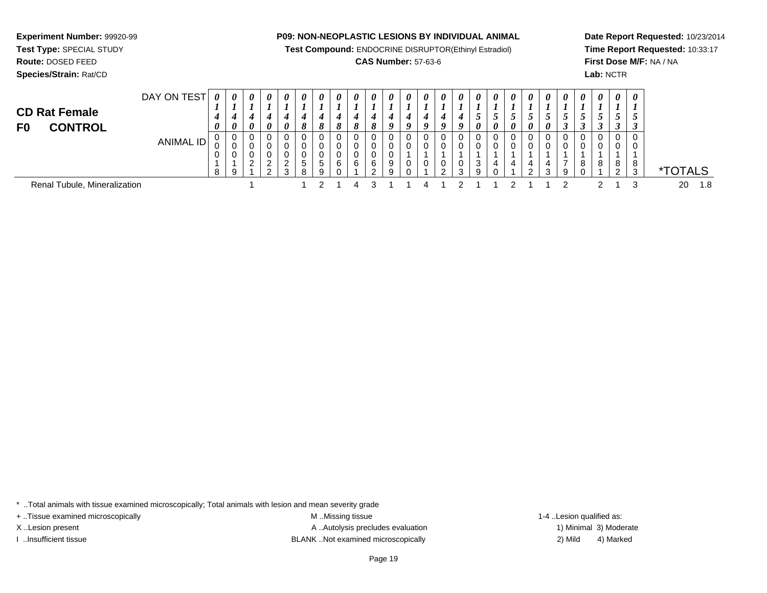**Experiment Number:** 99920-99
**Test Type:** SPECIAL STUDY
**Route:** DOSED FEED
**Species/Strain:** Rat/CD

**P09: NON-NEOPLASTIC LESIONS BY INDIVIDUAL ANIMAL**
**Test Compound:** ENDOCRINE DISRUPTOR(Ethinyl Estradiol)
**CAS Number:** 57-63-6

**Date Report Requested:** 10/23/2014
**Time Report Requested:** 10:33:17
**First Dose M/F:** NA / NA
**Lab:** NCTR

## CD Rat Female
## F0 CONTROL

| DAY ON TEST | 0140 | 0140 | 0140 | 0140 | 0140 | 0148 | 0148 | 0148 | 0148 | 0148 | 0149 | 0149 | 0149 | 0149 | 0149 | 0150 | 0150 | 0150 | 0150 | 0150 | 0153 | 0153 | 0153 | 0153 | 0153 | |
|---|---|---|---|---|---|---|---|---|---|---|---|---|---|---|---|---|---|---|---|---|---|---|---|---|---|---|
| **ANIMAL ID** | 00018 | 00019 | 00021 | 00022 | 00023 | 00058 | 00059 | 00060 | 00061 | 00062 | 00099 | 00100 | 00101 | 00102 | 00103 | 00139 | 00140 | 00141 | 00142 | 00143 | 00179 | 00180 | 00181 | 00182 | 00183 | ***TOTALS** |
| Renal Tubule, Mineralization | | | 1 | | | 1 | 2 | 1 | 4 | 3 | 1 | 1 | 4 | 1 | 2 | 1 | 1 | 2 | 1 | 1 | 2 | | 2 | 1 | 3 | 20 1.8 |

\* ..Total animals with tissue examined microscopically; Total animals with lesion and mean severity grade
+ ..Tissue examined microscopically
X ..Lesion present
I ..Insufficient tissue

M ..Missing tissue
A ..Autolysis precludes evaluation
BLANK ..Not examined microscopically

1-4 ..Lesion qualified as:
1) Minimal 3) Moderate
2) Mild 4) Marked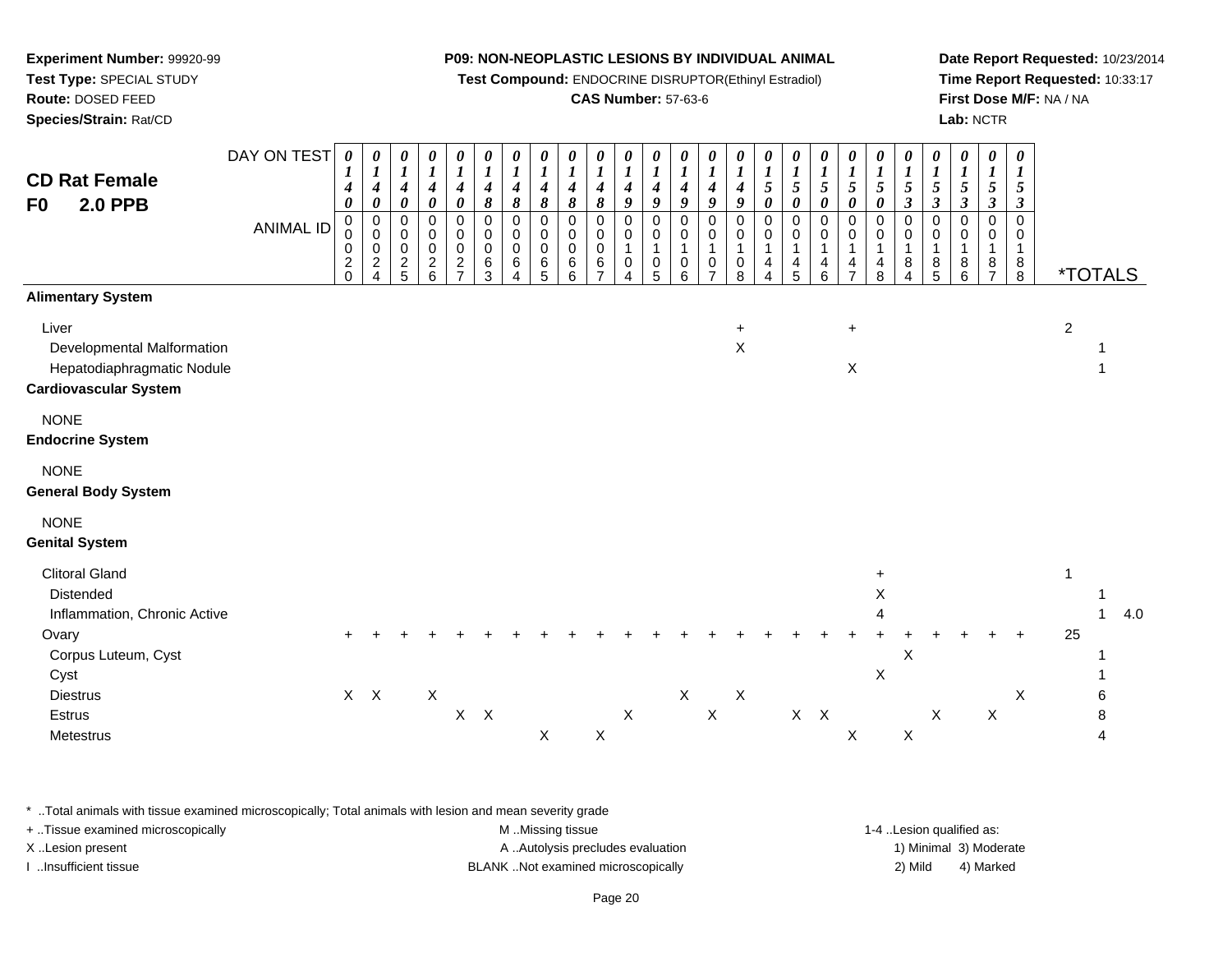**Experiment Number:** 99920-99
**Test Type:** SPECIAL STUDY
**Route:** DOSED FEED
**Species/Strain:** Rat/CD

**P09: NON-NEOPLASTIC LESIONS BY INDIVIDUAL ANIMAL**
**Test Compound:** ENDOCRINE DISRUPTOR(Ethinyl Estradiol)
**CAS Number:** 57-63-6

**Date Report Requested:** 10/23/2014
**Time Report Requested:** 10:33:17
**First Dose M/F:** NA / NA
**Lab:** NCTR

## CD Rat Female
## F0 2.0 PPB

| DAY ON TEST | 0140 | 0140 | 0140 | 0140 | 0140 | 0148 | 0148 | 0148 | 0148 | 0148 | 0149 | 0149 | 0149 | 0149 | 0149 | 0150 | 0150 | 0150 | 0150 | 0150 | 0153 | 0153 | 0153 | 0153 | 0153 | | | |
|---|---|---|---|---|---|---|---|---|---|---|---|---|---|---|---|---|---|---|---|---|---|---|---|---|---|---|---|---|
| **ANIMAL ID** | 0020 | 0024 | 0025 | 0026 | 0027 | 0063 | 0064 | 0065 | 0066 | 0067 | 0104 | 0105 | 0106 | 0107 | 0108 | 0144 | 0145 | 0146 | 0147 | 0148 | 0184 | 0185 | 0186 | 0187 | 0188 | ***TOTALS** | | |
| **Alimentary System** | | | | | | | | | | | | | | | | | | | | | | | | | | | | |
| Liver | | | | | | | | | | | | | | | + | | | | + | | | | | | | 2 | | |
| Developmental Malformation | | | | | | | | | | | | | | | X | | | | | | | | | | | | 1 | |
| Hepatodiaphragmatic Nodule | | | | | | | | | | | | | | | | | | | X | | | | | | | | 1 | |
| **Cardiovascular System** | | | | | | | | | | | | | | | | | | | | | | | | | | | | |
| NONE | | | | | | | | | | | | | | | | | | | | | | | | | | | | |
| **Endocrine System** | | | | | | | | | | | | | | | | | | | | | | | | | | | | |
| NONE | | | | | | | | | | | | | | | | | | | | | | | | | | | | |
| **General Body System** | | | | | | | | | | | | | | | | | | | | | | | | | | | | |
| NONE | | | | | | | | | | | | | | | | | | | | | | | | | | | | |
| **Genital System** | | | | | | | | | | | | | | | | | | | | | | | | | | | | |
| Clitoral Gland | | | | | | | | | | | | | | | | | | | | + | | | | | | 1 | | |
| Distended | | | | | | | | | | | | | | | | | | | | X | | | | | | | 1 | |
| Inflammation, Chronic Active | | | | | | | | | | | | | | | | | | | | 4 | | | | | | | 1 | 4.0 |
| Ovary | + | + | + | + | + | + | + | + | + | + | + | + | + | + | + | + | + | + | + | + | + | + | + | + | + | 25 | | |
| Corpus Luteum, Cyst | | | | | | | | | | | | | | | | | | | | | X | | | | | | 1 | |
| Cyst | | | | | | | | | | | | | | | | | | | | X | | | | | | | 1 | |
| Diestrus | X | X | | X | | | | | | | | | X | | X | | | | | | | | | | X | | 6 | |
| Estrus | | | | | X | X | | | | | X | | | X | | | X | X | | | | X | | X | | | 8 | |
| Metestrus | | | | | | | | X | | X | | | | | | | | | X | | X | | | | | | 4 | |

* ..Total animals with tissue examined microscopically; Total animals with lesion and mean severity grade
+ ..Tissue examined microscopically
X ..Lesion present
I ..Insufficient tissue
M ..Missing tissue
A ..Autolysis precludes evaluation
BLANK ..Not examined microscopically
1-4 ..Lesion qualified as: 1) Minimal 2) Mild 3) Moderate 4) Marked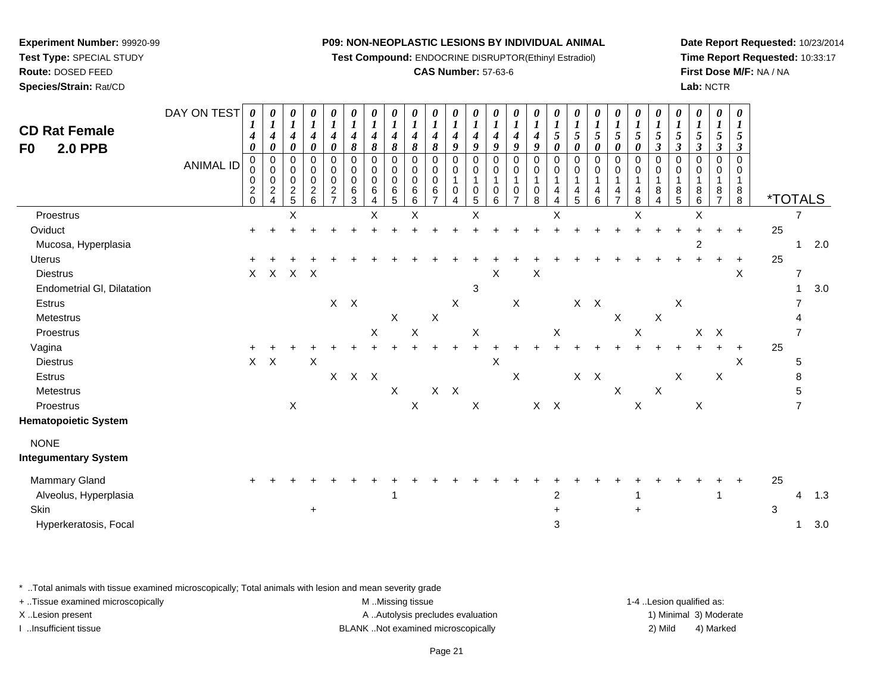**Experiment Number:** 99920-99
**Test Type:** SPECIAL STUDY
**Route:** DOSED FEED
**Species/Strain:** Rat/CD

**P09: NON-NEOPLASTIC LESIONS BY INDIVIDUAL ANIMAL**
**Test Compound:** ENDOCRINE DISRUPTOR(Ethinyl Estradiol)
**CAS Number:** 57-63-6

**Date Report Requested:** 10/23/2014
**Time Report Requested:** 10:33:17
**First Dose M/F:** NA / NA
**Lab:** NCTR

## CD Rat Female F0 2.0 PPB

| DAY ON TEST | 0140 | 0140 | 0140 | 0140 | 0140 | 0148 | 0148 | 0148 | 0148 | 0148 | 0149 | 0149 | 0149 | 0149 | 0149 | 0150 | 0150 | 0150 | 0150 | 0150 | 0153 | 0153 | 0153 | 0153 | 0153 | *TOTALS | | |
|---|---|---|---|---|---|---|---|---|---|---|---|---|---|---|---|---|---|---|---|---|---|---|---|---|---|---|---|---|
| ANIMAL ID | 00020 | 00024 | 00025 | 00026 | 00027 | 00063 | 00064 | 00065 | 00066 | 00067 | 00104 | 00105 | 00106 | 00107 | 00108 | 00144 | 00145 | 00146 | 00147 | 00148 | 00184 | 00185 | 00186 | 00187 | 00188 | | | |
| Proestrus | | | X | | | | X | | X | | | X | | | | X | | | | X | | | X | | | | 7 | |
| Oviduct | + | + | + | + | + | + | + | + | + | + | + | + | + | + | + | + | + | + | + | + | + | + | + | + | + | 25 | | |
| Mucosa, Hyperplasia | | | | | | | | | | | | | | | | | | | | | | | 2 | | | | 1 | 2.0 |
| Uterus | + | + | + | + | + | + | + | + | + | + | + | + | + | + | + | + | + | + | + | + | + | + | + | + | + | 25 | | |
| Diestrus | X | X | X | X | | | | | | | | | X | | X | | | | | | | | | | X | | 7 | |
| Endometrial Gl, Dilatation | | | | | | | | | | | | 3 | | | | | | | | | | | | | | | 1 | 3.0 |
| Estrus | | | | | X | X | | | | | X | | | X | | | X | X | | | | X | | | | | 7 | |
| Metestrus | | | | | | | | X | | X | | | | | | | | | X | | X | | | | | | 4 | |
| Proestrus | | | | | | | X | | X | | | X | | | | X | | | | X | | | X | X | | | 7 | |
| Vagina | + | + | + | + | + | + | + | + | + | + | + | + | + | + | + | + | + | + | + | + | + | + | + | + | + | 25 | | |
| Diestrus | X | X | | X | | | | | | | | | X | | | | | | | | | | | | X | | 5 | |
| Estrus | | | | | X | X | X | | | | | | | X | | | X | X | | | | X | | X | | | 8 | |
| Metestrus | | | | | | | | X | | X | X | | | | | | | | X | | X | | | | | | 5 | |
| Proestrus | | | X | | | | | | X | | | X | | | X | X | | | | X | | | X | | | | 7 | |
| **Hematopoietic System** | | | | | | | | | | | | | | | | | | | | | | | | | | | | |
| NONE | | | | | | | | | | | | | | | | | | | | | | | | | | | | |
| **Integumentary System** | | | | | | | | | | | | | | | | | | | | | | | | | | | | |
| Mammary Gland | + | + | + | + | + | + | + | + | + | + | + | + | + | + | + | + | + | + | + | + | + | + | + | + | + | 25 | | |
| Alveolus, Hyperplasia | | | | | | | | 1 | | | | | | | | 2 | | | | 1 | | | | 1 | | | 4 | 1.3 |
| Skin | | | | + | | | | | | | | | | | | + | | | | + | | | | | | 3 | | |
| Hyperkeratosis, Focal | | | | | | | | | | | | | | | | 3 | | | | | | | | | | | 1 | 3.0 |

\* ..Total animals with tissue examined microscopically; Total animals with lesion and mean severity grade
+ ..Tissue examined microscopically
X ..Lesion present
I ..Insufficient tissue

M ..Missing tissue
A ..Autolysis precludes evaluation
BLANK ..Not examined microscopically

1-4 ..Lesion qualified as:
1) Minimal 3) Moderate
2) Mild 4) Marked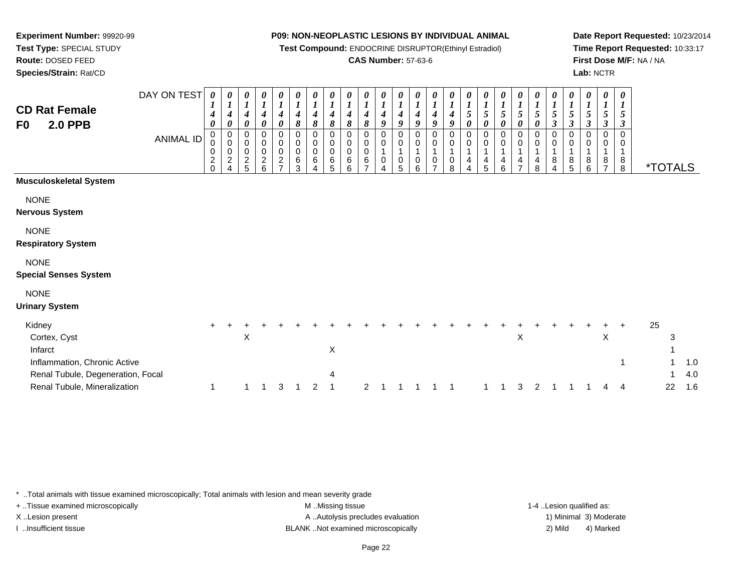**Experiment Number:** 99920-99
**Test Type:** SPECIAL STUDY
**Route:** DOSED FEED
**Species/Strain:** Rat/CD

**P09: NON-NEOPLASTIC LESIONS BY INDIVIDUAL ANIMAL**
**Test Compound:** ENDOCRINE DISRUPTOR(Ethinyl Estradiol)
**CAS Number:** 57-63-6

**Date Report Requested:** 10/23/2014
**Time Report Requested:** 10:33:17
**First Dose M/F:** NA / NA
**Lab:** NCTR

## CD Rat Female
## F0 2.0 PPB

| DAY ON TEST | 0140 | 0140 | 0140 | 0140 | 0140 | 0148 | 0148 | 0148 | 0148 | 0148 | 0149 | 0149 | 0149 | 0149 | 0149 | 0150 | 0150 | 0150 | 0150 | 0150 | 0153 | 0153 | 0153 | 0153 | 0153 | | |
|---|---|---|---|---|---|---|---|---|---|---|---|---|---|---|---|---|---|---|---|---|---|---|---|---|---|---|---|
| **ANIMAL ID** | 00020 | 00024 | 00025 | 00026 | 00027 | 00063 | 00064 | 00065 | 00066 | 00067 | 00104 | 00105 | 00106 | 00107 | 00108 | 00144 | 00145 | 00146 | 00147 | 00148 | 00184 | 00185 | 00186 | 00187 | 00188 | ***TOTALS** | |
| **Musculoskeletal System** | | | | | | | | | | | | | | | | | | | | | | | | | | | |
| NONE | | | | | | | | | | | | | | | | | | | | | | | | | | | |
| **Nervous System** | | | | | | | | | | | | | | | | | | | | | | | | | | | |
| NONE | | | | | | | | | | | | | | | | | | | | | | | | | | | |
| **Respiratory System** | | | | | | | | | | | | | | | | | | | | | | | | | | | |
| NONE | | | | | | | | | | | | | | | | | | | | | | | | | | | |
| **Special Senses System** | | | | | | | | | | | | | | | | | | | | | | | | | | | |
| NONE | | | | | | | | | | | | | | | | | | | | | | | | | | | |
| **Urinary System** | | | | | | | | | | | | | | | | | | | | | | | | | | | |
| Kidney | + | + | + | + | + | + | + | + | + | + | + | + | + | + | + | + | + | + | + | + | + | + | + | + | + | 25 | |
| Cortex, Cyst | | | X | | | | | | | | | | | | | | | | X | | | | | X | | 3 | |
| Infarct | | | | | | | | X | | | | | | | | | | | | | | | | | | 1 | |
| Inflammation, Chronic Active | | | | | | | | | | | | | | | | | | | | | | | | | 1 | 1 | 1.0 |
| Renal Tubule, Degeneration, Focal | | | | | | | | 4 | | | | | | | | | | | | | | | | | | 1 | 4.0 |
| Renal Tubule, Mineralization | 1 | | 1 | 1 | 3 | 1 | 2 | 1 | | 2 | 1 | 1 | 1 | 1 | 1 | | 1 | 1 | 3 | 2 | 1 | 1 | 1 | 4 | 4 | 22 | 1.6 |

* ..Total animals with tissue examined microscopically; Total animals with lesion and mean severity grade
+ ..Tissue examined microscopically
X ..Lesion present
I ..Insufficient tissue

M ..Missing tissue
A ..Autolysis precludes evaluation
BLANK ..Not examined microscopically

1-4 ..Lesion qualified as:
1) Minimal 3) Moderate
2) Mild 4) Marked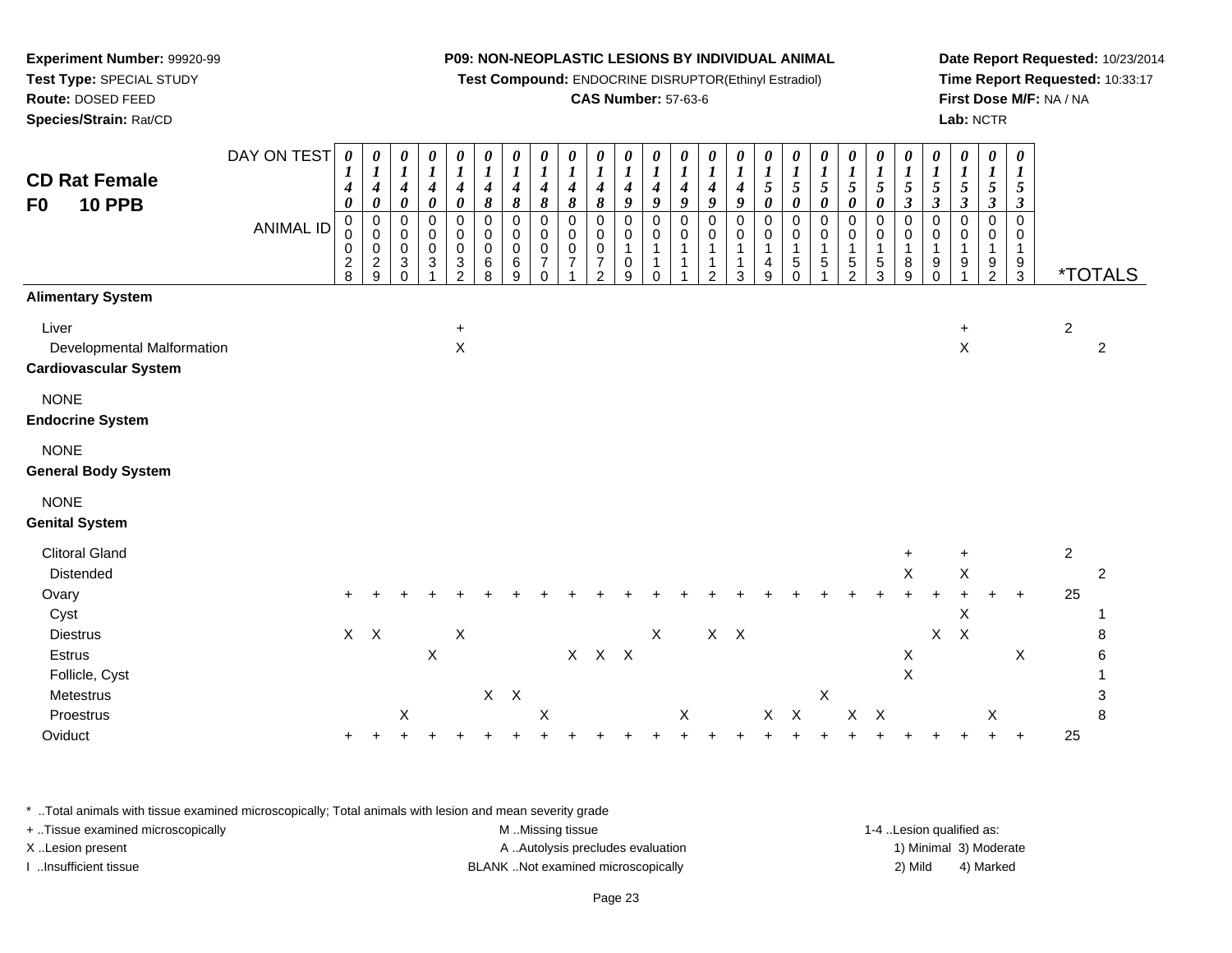**Experiment Number:** 99920-99
**Test Type:** SPECIAL STUDY
**Route:** DOSED FEED
**Species/Strain:** Rat/CD

**P09: NON-NEOPLASTIC LESIONS BY INDIVIDUAL ANIMAL**
**Test Compound:** ENDOCRINE DISRUPTOR(Ethinyl Estradiol)
**CAS Number:** 57-63-6

**Date Report Requested:** 10/23/2014
**Time Report Requested:** 10:33:17
**First Dose M/F:** NA / NA
**Lab:** NCTR

## CD Rat Female
## F0 10 PPB

| DAY ON TEST | 0140 | 0140 | 0140 | 0140 | 0140 | 0148 | 0148 | 0148 | 0148 | 0148 | 0149 | 0149 | 0149 | 0149 | 0149 | 0150 | 0150 | 0150 | 0150 | 0150 | 0153 | 0153 | 0153 | 0153 | 0153 | |
|---|---|---|---|---|---|---|---|---|---|---|---|---|---|---|---|---|---|---|---|---|---|---|---|---|---|---|
| **ANIMAL ID** | 0028 | 0029 | 0030 | 0031 | 0032 | 0068 | 0069 | 0070 | 0071 | 0072 | 0109 | 0110 | 0111 | 0112 | 0113 | 0149 | 0150 | 0151 | 0152 | 0153 | 0189 | 0190 | 0191 | 0192 | 0193 | ***TOTALS** |
| **Alimentary System** | | | | | | | | | | | | | | | | | | | | | | | | | | |
| Liver | | | | | + | | | | | | | | | | | | | | | | | | + | | | 2 |
| Developmental Malformation | | | | | X | | | | | | | | | | | | | | | | | | X | | | 2 |
| **Cardiovascular System** | | | | | | | | | | | | | | | | | | | | | | | | | | |
| NONE | | | | | | | | | | | | | | | | | | | | | | | | | | |
| **Endocrine System** | | | | | | | | | | | | | | | | | | | | | | | | | | |
| NONE | | | | | | | | | | | | | | | | | | | | | | | | | | |
| **General Body System** | | | | | | | | | | | | | | | | | | | | | | | | | | |
| NONE | | | | | | | | | | | | | | | | | | | | | | | | | | |
| **Genital System** | | | | | | | | | | | | | | | | | | | | | | | | | | |
| Clitoral Gland | | | | | | | | | | | | | | | | | | | | | + | | + | | | 2 |
| Distended | | | | | | | | | | | | | | | | | | | | | X | | X | | | 2 |
| Ovary | + | + | + | + | + | + | + | + | + | + | + | + | + | + | + | + | + | + | + | + | + | + | + | + | + | 25 |
| Cyst | | | | | | | | | | | | | | | | | | | | | | | X | | | 1 |
| Diestrus | X | X | | | X | | | | | | | X | | X | X | | | | | | | X | X | | | 8 |
| Estrus | | | | X | | | | | X | X | X | | | | | | | | | | X | | | | X | 6 |
| Follicle, Cyst | | | | | | | | | | | | | | | | | | | | | X | | | | | 1 |
| Metestrus | | | | | | X | X | | | | | | | | | | | X | | | | | | | | 3 |
| Proestrus | | | X | | | | | X | | | | | X | | | X | X | | X | X | | | | X | | 8 |
| Oviduct | + | + | + | + | + | + | + | + | + | + | + | + | + | + | + | + | + | + | + | + | + | + | + | + | + | 25 |

\* ..Total animals with tissue examined microscopically; Total animals with lesion and mean severity grade
+ ..Tissue examined microscopically
X ..Lesion present
I ..Insufficient tissue

M ..Missing tissue
A ..Autolysis precludes evaluation
BLANK ..Not examined microscopically

1-4 ..Lesion qualified as:
1) Minimal 3) Moderate
2) Mild 4) Marked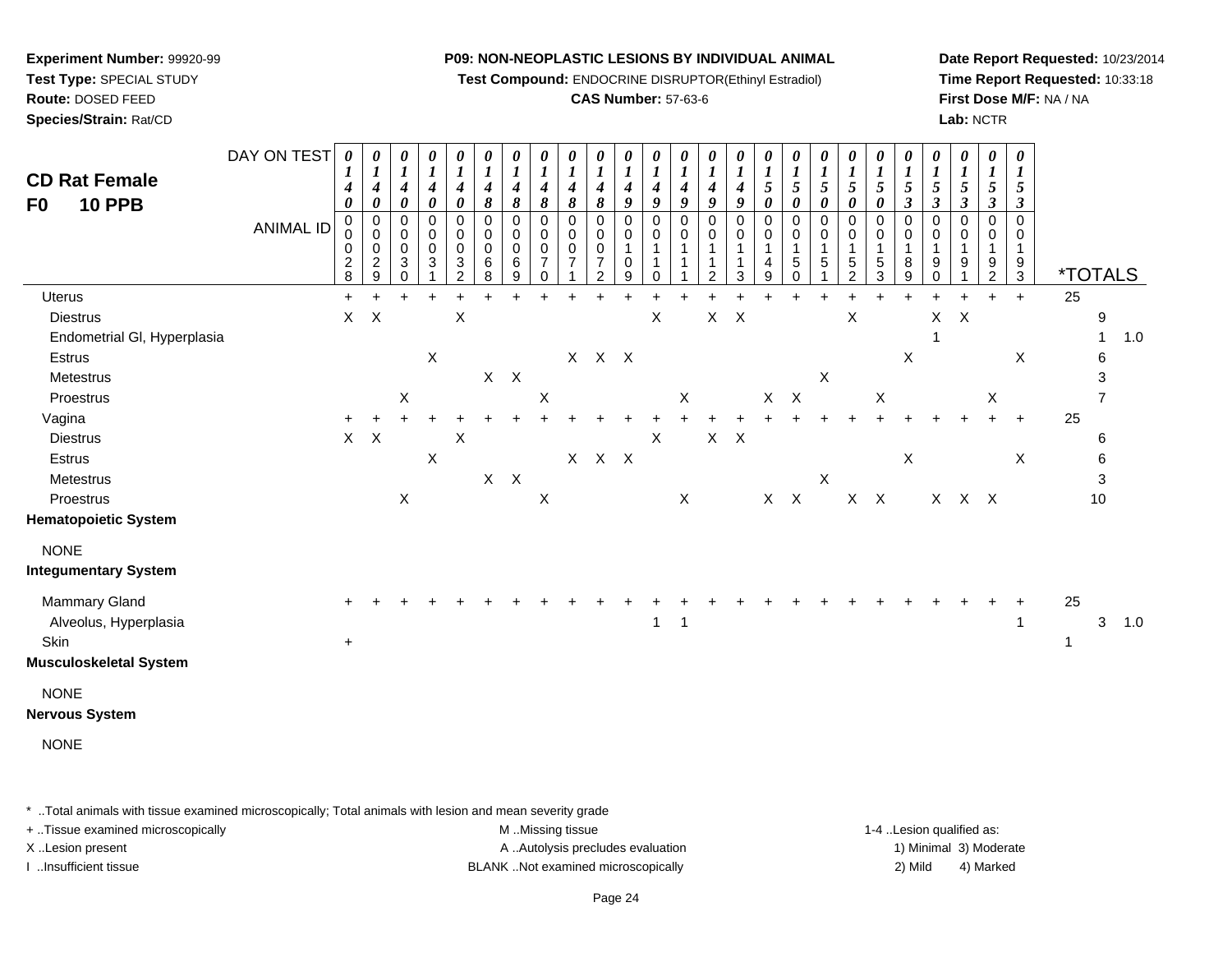**Experiment Number:** 99920-99
**Test Type:** SPECIAL STUDY
**Route:** DOSED FEED
**Species/Strain:** Rat/CD

**P09: NON-NEOPLASTIC LESIONS BY INDIVIDUAL ANIMAL**
**Test Compound:** ENDOCRINE DISRUPTOR(Ethinyl Estradiol)
**CAS Number:** 57-63-6

**Date Report Requested:** 10/23/2014
**Time Report Requested:** 10:33:18
**First Dose M/F:** NA / NA
**Lab:** NCTR

## CD Rat Female
## F0 10 PPB

| DAY ON TEST | 0140 | 0140 | 0140 | 0140 | 0140 | 0148 | 0148 | 0148 | 0148 | 0148 | 0149 | 0149 | 0149 | 0149 | 0149 | 0150 | 0150 | 0150 | 0150 | 0150 | 0153 | 0153 | 0153 | 0153 | 0153 | | | |
|---|---|---|---|---|---|---|---|---|---|---|---|---|---|---|---|---|---|---|---|---|---|---|---|---|---|---|---|---|
| ANIMAL ID | 00028 | 00029 | 00030 | 00031 | 00032 | 00068 | 00069 | 00070 | 00071 | 00072 | 00109 | 00110 | 00111 | 00112 | 00113 | 00149 | 00150 | 00151 | 00152 | 00153 | 00189 | 00190 | 00191 | 00192 | 00193 | *TOTALS | | |
| Uterus | + | + | + | + | + | + | + | + | + | + | + | + | + | + | + | + | + | + | + | + | + | + | + | + | + | 25 | | |
| Diestrus | X | X | | | X | | | | | | | X | | X | X | | | | X | | | X | X | | | | 9 | |
| Endometrial Gl, Hyperplasia | | | | | | | | | | | | | | | | | | | | | | 1 | | | | | 1 | 1.0 |
| Estrus | | | | X | | | | | X | X | X | | | | | | | | | | X | | | | X | | 6 | |
| Metestrus | | | | | | X | X | | | | | | | | | | | X | | | | | | | | | 3 | |
| Proestrus | | | X | | | | | X | | | | | X | | | X | X | | | X | | | | X | | | 7 | |
| Vagina | + | + | + | + | + | + | + | + | + | + | + | + | + | + | + | + | + | + | + | + | + | + | + | + | + | 25 | | |
| Diestrus | X | X | | | X | | | | | | | X | | X | X | | | | | | | | | | | | 6 | |
| Estrus | | | | X | | | | | X | X | X | | | | | | | | | | X | | | | X | | 6 | |
| Metestrus | | | | | | X | X | | | | | | | | | | | X | | | | | | | | | 3 | |
| Proestrus | | | X | | | | | X | | | | | X | | | X | X | | X | X | | X | X | X | | | 10 | |
| **Hematopoietic System** | | | | | | | | | | | | | | | | | | | | | | | | | | | | |
| NONE | | | | | | | | | | | | | | | | | | | | | | | | | | | | |
| **Integumentary System** | | | | | | | | | | | | | | | | | | | | | | | | | | | | |
| Mammary Gland | + | + | + | + | + | + | + | + | + | + | + | + | + | + | + | + | + | + | + | + | + | + | + | + | + | 25 | | |
| Alveolus, Hyperplasia | | | | | | | | | | | | 1 | 1 | | | | | | | | | | | | 1 | | 3 | 1.0 |
| Skin | + | | | | | | | | | | | | | | | | | | | | | | | | | 1 | | |
| **Musculoskeletal System** | | | | | | | | | | | | | | | | | | | | | | | | | | | | |
| NONE | | | | | | | | | | | | | | | | | | | | | | | | | | | | |
| **Nervous System** | | | | | | | | | | | | | | | | | | | | | | | | | | | | |
| NONE | | | | | | | | | | | | | | | | | | | | | | | | | | | | |

* ..Total animals with tissue examined microscopically; Total animals with lesion and mean severity grade
+ ..Tissue examined microscopically
X ..Lesion present
I ..Insufficient tissue

M ..Missing tissue
A ..Autolysis precludes evaluation
BLANK ..Not examined microscopically

1-4 ..Lesion qualified as:
1) Minimal 3) Moderate
2) Mild 4) Marked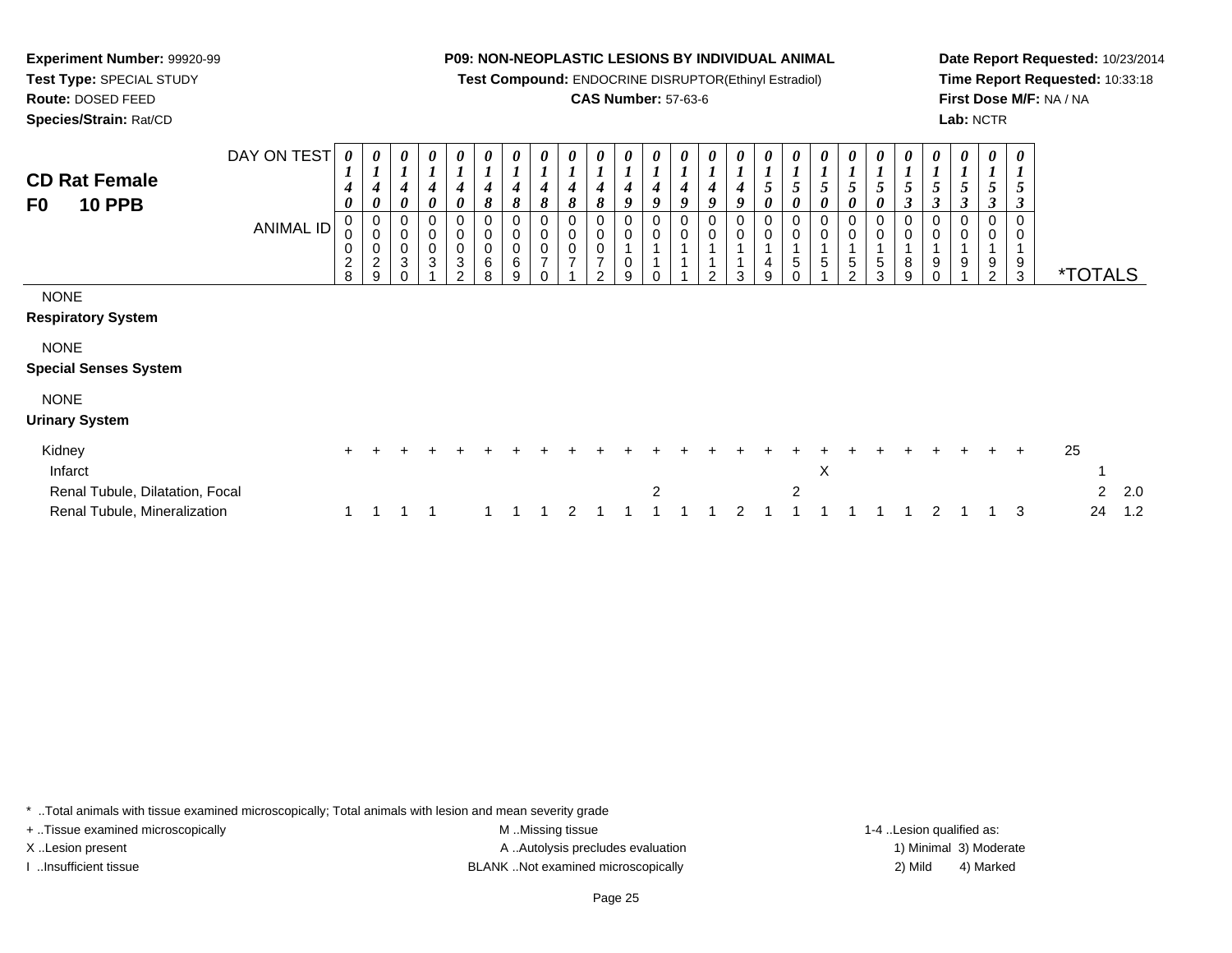**Experiment Number:** 99920-99
**Test Type:** SPECIAL STUDY
**Route:** DOSED FEED
**Species/Strain:** Rat/CD

**P09: NON-NEOPLASTIC LESIONS BY INDIVIDUAL ANIMAL**
**Test Compound:** ENDOCRINE DISRUPTOR(Ethinyl Estradiol)
**CAS Number:** 57-63-6

**Date Report Requested:** 10/23/2014
**Time Report Requested:** 10:33:18
**First Dose M/F:** NA / NA
**Lab:** NCTR

## CD Rat Female F0 10 PPB

| DAY ON TEST | 0140 | 0140 | 0140 | 0140 | 0140 | 0148 | 0148 | 0148 | 0148 | 0148 | 0149 | 0149 | 0149 | 0149 | 0149 | 0150 | 0150 | 0150 | 0150 | 0150 | 0153 | 0153 | 0153 | 0153 | 0153 | | |
|---|---|---|---|---|---|---|---|---|---|---|---|---|---|---|---|---|---|---|---|---|---|---|---|---|---|---|---|
| **ANIMAL ID** | 0028 | 0029 | 0030 | 0031 | 0032 | 0068 | 0069 | 0070 | 0071 | 0072 | 0109 | 0110 | 0111 | 0112 | 0113 | 0149 | 0150 | 0151 | 0152 | 0153 | 0189 | 0190 | 0191 | 0192 | 0193 | ***TOTALS** | |
| NONE | | | | | | | | | | | | | | | | | | | | | | | | | | | |
| **Respiratory System** | | | | | | | | | | | | | | | | | | | | | | | | | | | |
| NONE | | | | | | | | | | | | | | | | | | | | | | | | | | | |
| **Special Senses System** | | | | | | | | | | | | | | | | | | | | | | | | | | | |
| NONE | | | | | | | | | | | | | | | | | | | | | | | | | | | |
| **Urinary System** | | | | | | | | | | | | | | | | | | | | | | | | | | | |
| Kidney | + | + | + | + | + | + | + | + | + | + | + | + | + | + | + | + | + | + | + | + | + | + | + | + | + | 25 | |
| Infarct | | | | | | | | | | | | | | | | | | X | | | | | | | | 1 | |
| Renal Tubule, Dilatation, Focal | | | | | | | | | | | | 2 | | | | | 2 | | | | | | | | | 2 | 2.0 |
| Renal Tubule, Mineralization | 1 | 1 | 1 | 1 | | 1 | 1 | 1 | 2 | 1 | 1 | 1 | 1 | 1 | 2 | 1 | 1 | 1 | 1 | 1 | 1 | 2 | 1 | 1 | 3 | 24 | 1.2 |

* ..Total animals with tissue examined microscopically; Total animals with lesion and mean severity grade
+ ..Tissue examined microscopically
X ..Lesion present
I ..Insufficient tissue
M ..Missing tissue
A ..Autolysis precludes evaluation
BLANK ..Not examined microscopically
1-4 ..Lesion qualified as: 1) Minimal 2) Mild 3) Moderate 4) Marked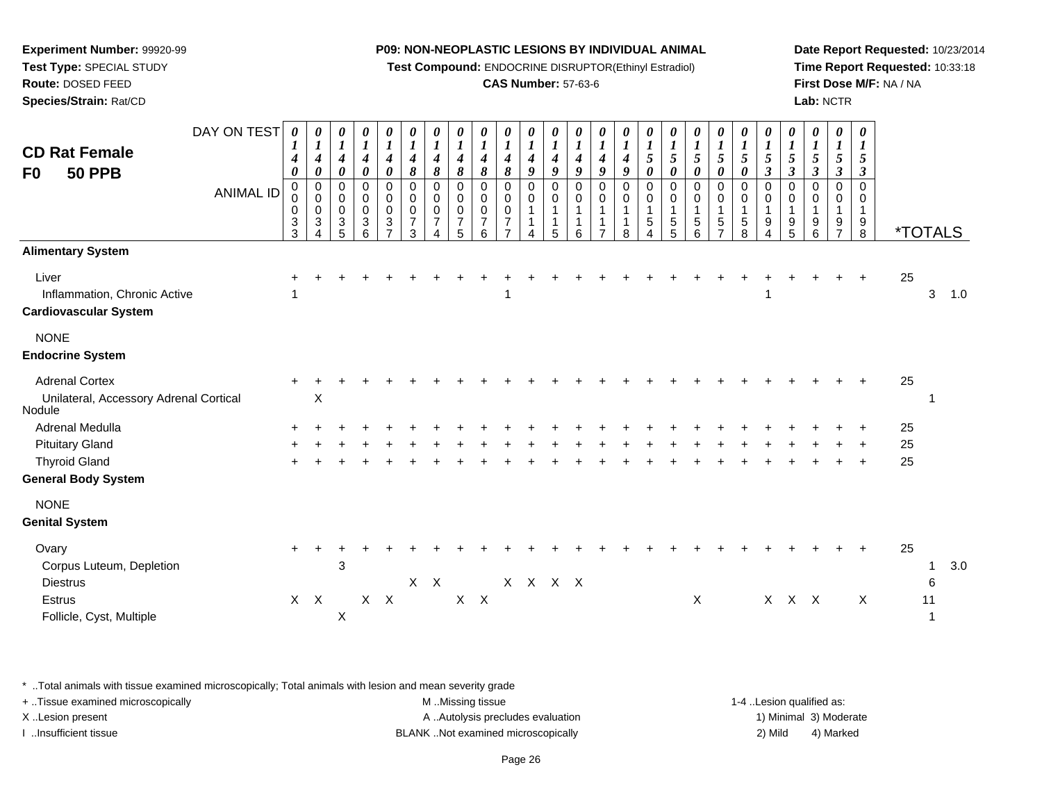**Experiment Number:** 99920-99
**Test Type:** SPECIAL STUDY
**Route:** DOSED FEED
**Species/Strain:** Rat/CD

**P09: NON-NEOPLASTIC LESIONS BY INDIVIDUAL ANIMAL**
**Test Compound:** ENDOCRINE DISRUPTOR(Ethinyl Estradiol)
**CAS Number:** 57-63-6

**Date Report Requested:** 10/23/2014
**Time Report Requested:** 10:33:18
**First Dose M/F:** NA / NA
**Lab:** NCTR

## CD Rat Female
## F0 50 PPB

| DAY ON TEST | 0140 | 0140 | 0140 | 0140 | 0140 | 0148 | 0148 | 0148 | 0148 | 0148 | 0149 | 0149 | 0149 | 0149 | 0149 | 0150 | 0150 | 0150 | 0150 | 0150 | 0153 | 0153 | 0153 | 0153 | 0153 | | | |
|---|---|---|---|---|---|---|---|---|---|---|---|---|---|---|---|---|---|---|---|---|---|---|---|---|---|---|---|---|
| **ANIMAL ID** | 00033 | 00034 | 00035 | 00036 | 00037 | 00073 | 00074 | 00075 | 00076 | 00077 | 00114 | 00115 | 00116 | 00117 | 00118 | 00154 | 00155 | 00156 | 00157 | 00158 | 00194 | 00195 | 00196 | 00197 | 00198 | ***TOTALS** | | |
| **Alimentary System** | | | | | | | | | | | | | | | | | | | | | | | | | | | | |
| Liver | + | + | + | + | + | + | + | + | + | + | + | + | + | + | + | + | + | + | + | + | + | + | + | + | + | 25 | | |
| Inflammation, Chronic Active | 1 | | | | | | | | | 1 | | | | | | | | | | | 1 | | | | | | 3 | 1.0 |
| **Cardiovascular System** | | | | | | | | | | | | | | | | | | | | | | | | | | | | |
| NONE | | | | | | | | | | | | | | | | | | | | | | | | | | | | |
| **Endocrine System** | | | | | | | | | | | | | | | | | | | | | | | | | | | | |
| Adrenal Cortex | + | + | + | + | + | + | + | + | + | + | + | + | + | + | + | + | + | + | + | + | + | + | + | + | + | 25 | | |
| Unilateral, Accessory Adrenal Cortical Nodule | | X | | | | | | | | | | | | | | | | | | | | | | | | | 1 | |
| Adrenal Medulla | + | + | + | + | + | + | + | + | + | + | + | + | + | + | + | + | + | + | + | + | + | + | + | + | + | 25 | | |
| Pituitary Gland | + | + | + | + | + | + | + | + | + | + | + | + | + | + | + | + | + | + | + | + | + | + | + | + | + | 25 | | |
| Thyroid Gland | + | + | + | + | + | + | + | + | + | + | + | + | + | + | + | + | + | + | + | + | + | + | + | + | + | 25 | | |
| **General Body System** | | | | | | | | | | | | | | | | | | | | | | | | | | | | |
| NONE | | | | | | | | | | | | | | | | | | | | | | | | | | | | |
| **Genital System** | | | | | | | | | | | | | | | | | | | | | | | | | | | | |
| Ovary | + | + | + | + | + | + | + | + | + | + | + | + | + | + | + | + | + | + | + | + | + | + | + | + | + | 25 | | |
| Corpus Luteum, Depletion | | | 3 | | | | | | | | | | | | | | | | | | | | | | | | 1 | 3.0 |
| Diestrus | | | | | | X | X | | | X | X | X | X | | | | | | | | | | | | | | 6 | |
| Estrus | X | X | | X | X | | | X | X | | | | | | | | | X | | | X | X | X | | X | | 11 | |
| Follicle, Cyst, Multiple | | | X | | | | | | | | | | | | | | | | | | | | | | | | 1 | |

\* ..Total animals with tissue examined microscopically; Total animals with lesion and mean severity grade
+ ..Tissue examined microscopically
X ..Lesion present
I ..Insufficient tissue

M ..Missing tissue
A ..Autolysis precludes evaluation
BLANK ..Not examined microscopically

1-4 ..Lesion qualified as:
1) Minimal 3) Moderate
2) Mild 4) Marked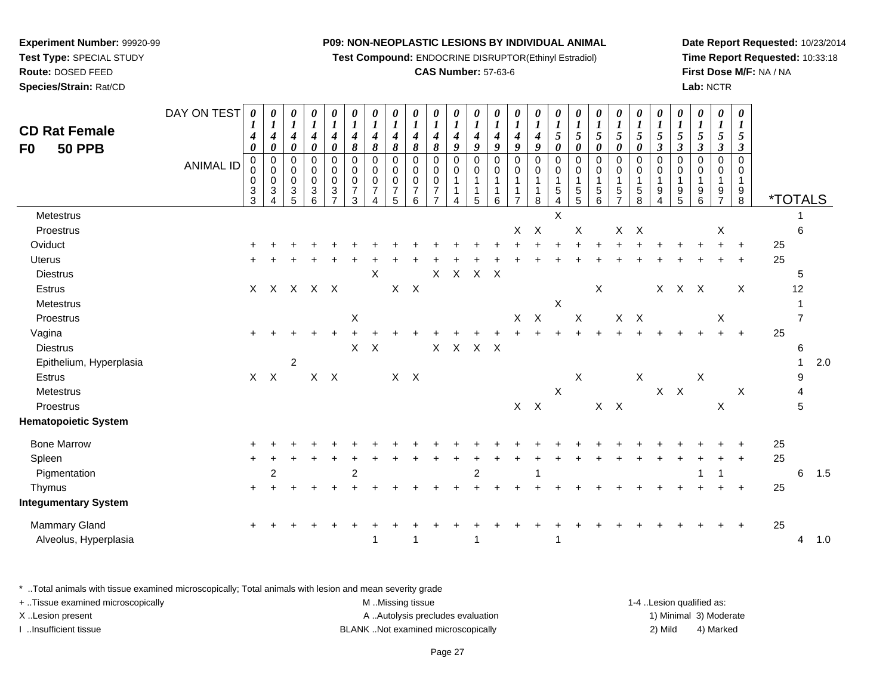**Experiment Number:** 99920-99
**Test Type:** SPECIAL STUDY
**Route:** DOSED FEED
**Species/Strain:** Rat/CD

**P09: NON-NEOPLASTIC LESIONS BY INDIVIDUAL ANIMAL**
**Test Compound:** ENDOCRINE DISRUPTOR(Ethinyl Estradiol)
**CAS Number:** 57-63-6

**Date Report Requested:** 10/23/2014
**Time Report Requested:** 10:33:18
**First Dose M/F:** NA / NA
**Lab:** NCTR

## CD Rat Female
## F0 50 PPB

| DAY ON TEST | 0140 | 0140 | 0140 | 0140 | 0140 | 0148 | 0148 | 0148 | 0148 | 0148 | 0149 | 0149 | 0149 | 0149 | 0149 | 0150 | 0150 | 0150 | 0150 | 0150 | 0153 | 0153 | 0153 | 0153 | 0153 | | |
|---|---|---|---|---|---|---|---|---|---|---|---|---|---|---|---|---|---|---|---|---|---|---|---|---|---|---|---|
| **ANIMAL ID** | 0033 | 0034 | 0035 | 0036 | 0037 | 0073 | 0074 | 0075 | 0076 | 0077 | 0114 | 0115 | 0116 | 0117 | 0118 | 0154 | 0155 | 0156 | 0157 | 0158 | 0194 | 0195 | 0196 | 0197 | 0198 | ***TOTALS** | |
| Metestrus | | | | | | | | | | | | | | | | X | | | | | | | | | | 1 | |
| Proestrus | | | | | | | | | | | | | | X | X | | X | | X | X | | | | X | | 6 | |
| Oviduct | + | + | + | + | + | + | + | + | + | + | + | + | + | + | + | + | + | + | + | + | + | + | + | + | + | 25 | |
| Uterus | + | + | + | + | + | + | + | + | + | + | + | + | + | + | + | + | + | + | + | + | + | + | + | + | + | 25 | |
| Diestrus | | | | | | | X | | | X | X | X | X | | | | | | | | | | | | | 5 | |
| Estrus | X | X | X | X | X | | | X | X | | | | | | | | | X | | | X | X | X | | X | 12 | |
| Metestrus | | | | | | | | | | | | | | | | X | | | | | | | | | | 1 | |
| Proestrus | | | | | | X | | | | | | | | X | X | | X | | X | X | | | | X | | 7 | |
| Vagina | + | + | + | + | + | + | + | + | + | + | + | + | + | + | + | + | + | + | + | + | + | + | + | + | + | 25 | |
| Diestrus | | | | | | X | X | | | X | X | X | X | | | | | | | | | | | | | 6 | |
| Epithelium, Hyperplasia | | | 2 | | | | | | | | | | | | | | | | | | | | | | | 1 | 2.0 |
| Estrus | X | X | | X | X | | | X | X | | | | | | | | X | | | X | | | X | | | 9 | |
| Metestrus | | | | | | | | | | | | | | | | X | | | | | X | X | | | X | 4 | |
| Proestrus | | | | | | | | | | | | | | X | X | | | X | X | | | | | X | | 5 | |
| **Hematopoietic System** | | | | | | | | | | | | | | | | | | | | | | | | | | | |
| Bone Marrow | + | + | + | + | + | + | + | + | + | + | + | + | + | + | + | + | + | + | + | + | + | + | + | + | + | 25 | |
| Spleen | + | + | + | + | + | + | + | + | + | + | + | + | + | + | + | + | + | + | + | + | + | + | + | + | + | 25 | |
| Pigmentation | | 2 | | | | 2 | | | | | | 2 | | | 1 | | | | | | | | 1 | 1 | | 6 | 1.5 |
| Thymus | + | + | + | + | + | + | + | + | + | + | + | + | + | + | + | + | + | + | + | + | + | + | + | + | + | 25 | |
| **Integumentary System** | | | | | | | | | | | | | | | | | | | | | | | | | | | |
| Mammary Gland | + | + | + | + | + | + | + | + | + | + | + | + | + | + | + | + | + | + | + | + | + | + | + | + | + | 25 | |
| Alveolus, Hyperplasia | | | | | | | 1 | | 1 | | | 1 | | | | 1 | | | | | | | | | | 4 | 1.0 |

* ..Total animals with tissue examined microscopically; Total animals with lesion and mean severity grade
+ ..Tissue examined microscopically
X ..Lesion present
I ..Insufficient tissue

M ..Missing tissue
A ..Autolysis precludes evaluation
BLANK ..Not examined microscopically

1-4 ..Lesion qualified as:
1) Minimal 3) Moderate
2) Mild 4) Marked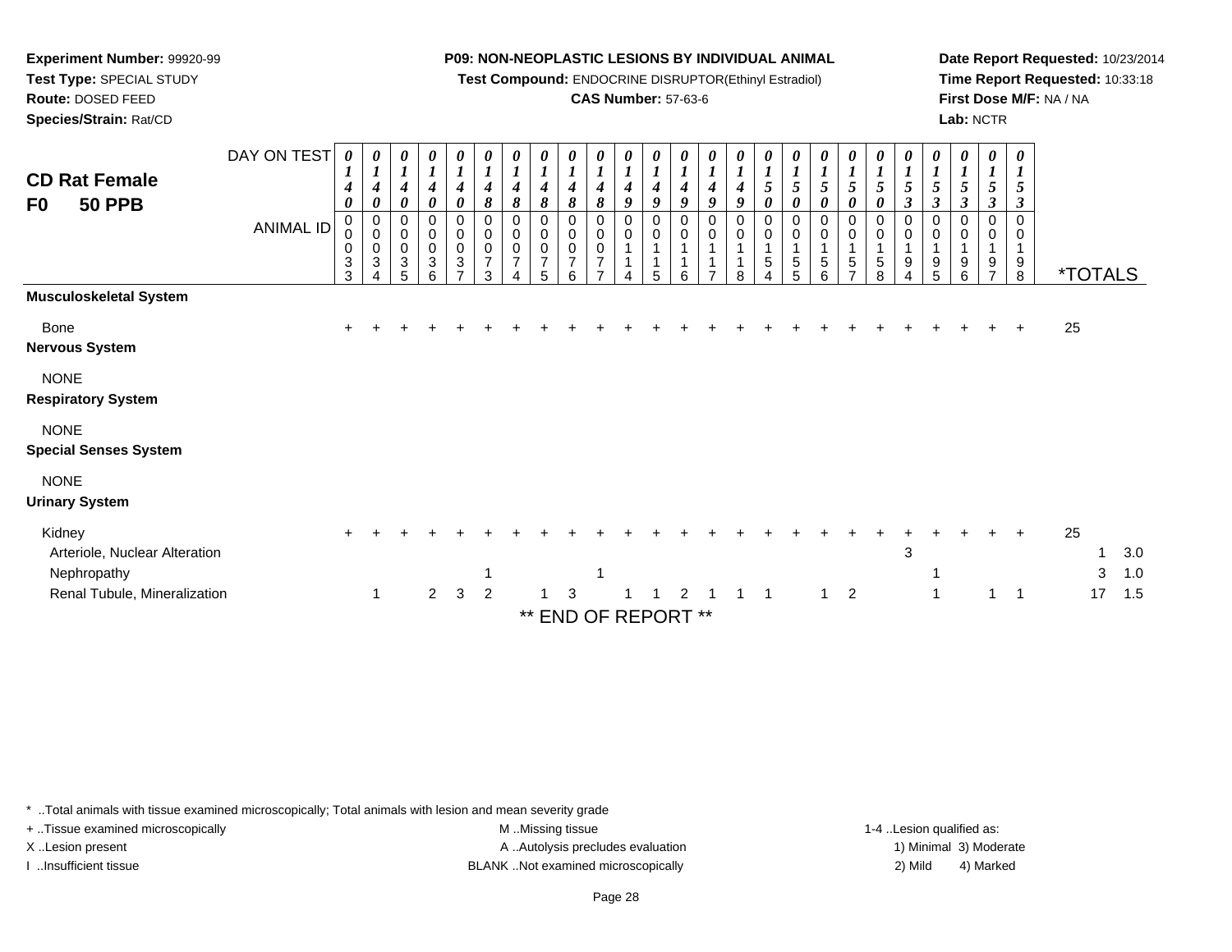**Experiment Number:** 99920-99
**Test Type:** SPECIAL STUDY
**Route:** DOSED FEED
**Species/Strain:** Rat/CD

**P09: NON-NEOPLASTIC LESIONS BY INDIVIDUAL ANIMAL**
**Test Compound:** ENDOCRINE DISRUPTOR(Ethinyl Estradiol)
**CAS Number:** 57-63-6

**Date Report Requested:** 10/23/2014
**Time Report Requested:** 10:33:18
**First Dose M/F:** NA / NA
**Lab:** NCTR

## CD Rat Female F0 50 PPB

| DAY ON TEST | 0140 | 0140 | 0140 | 0140 | 0140 | 0148 | 0148 | 0148 | 0148 | 0148 | 0149 | 0149 | 0149 | 0149 | 0149 | 0150 | 0150 | 0150 | 0150 | 0150 | 0153 | 0153 | 0153 | 0153 | 0153 | | |
|---|---|---|---|---|---|---|---|---|---|---|---|---|---|---|---|---|---|---|---|---|---|---|---|---|---|---|---|
| **ANIMAL ID** | 0033 | 0034 | 0035 | 0036 | 0037 | 0073 | 0074 | 0075 | 0076 | 0077 | 0114 | 0115 | 0116 | 0117 | 0118 | 0154 | 0155 | 0156 | 0157 | 0158 | 0194 | 0195 | 0196 | 0197 | 0198 | ***TOTALS** | |
| **Musculoskeletal System** | | | | | | | | | | | | | | | | | | | | | | | | | | | |
| Bone | + | + | + | + | + | + | + | + | + | + | + | + | + | + | + | + | + | + | + | + | + | + | + | + | + | 25 | |
| **Nervous System** | | | | | | | | | | | | | | | | | | | | | | | | | | | |
| NONE | | | | | | | | | | | | | | | | | | | | | | | | | | | |
| **Respiratory System** | | | | | | | | | | | | | | | | | | | | | | | | | | | |
| NONE | | | | | | | | | | | | | | | | | | | | | | | | | | | |
| **Special Senses System** | | | | | | | | | | | | | | | | | | | | | | | | | | | |
| NONE | | | | | | | | | | | | | | | | | | | | | | | | | | | |
| **Urinary System** | | | | | | | | | | | | | | | | | | | | | | | | | | | |
| Kidney | + | + | + | + | + | + | + | + | + | + | + | + | + | + | + | + | + | + | + | + | + | + | + | + | + | 25 | |
| Arteriole, Nuclear Alteration | | | | | | | | | | | | | | | | | | | | | 3 | | | | | 1 | 3.0 |
| Nephropathy | | | | | | 1 | | | | 1 | | | | | | | | | | | | 1 | | | | 3 | 1.0 |
| Renal Tubule, Mineralization | | 1 | | 2 | 3 | 2 | | 1 | 3 | | 1 | 1 | 2 | 1 | 1 | 1 | | 1 | 2 | | | 1 | | 1 | 1 | 17 | 1.5 |

** END OF REPORT **

* ..Total animals with tissue examined microscopically; Total animals with lesion and mean severity grade
+ ..Tissue examined microscopically
X ..Lesion present
I ..Insufficient tissue

M ..Missing tissue
A ..Autolysis precludes evaluation
BLANK ..Not examined microscopically

1-4 ..Lesion qualified as:
1) Minimal 3) Moderate
2) Mild 4) Marked